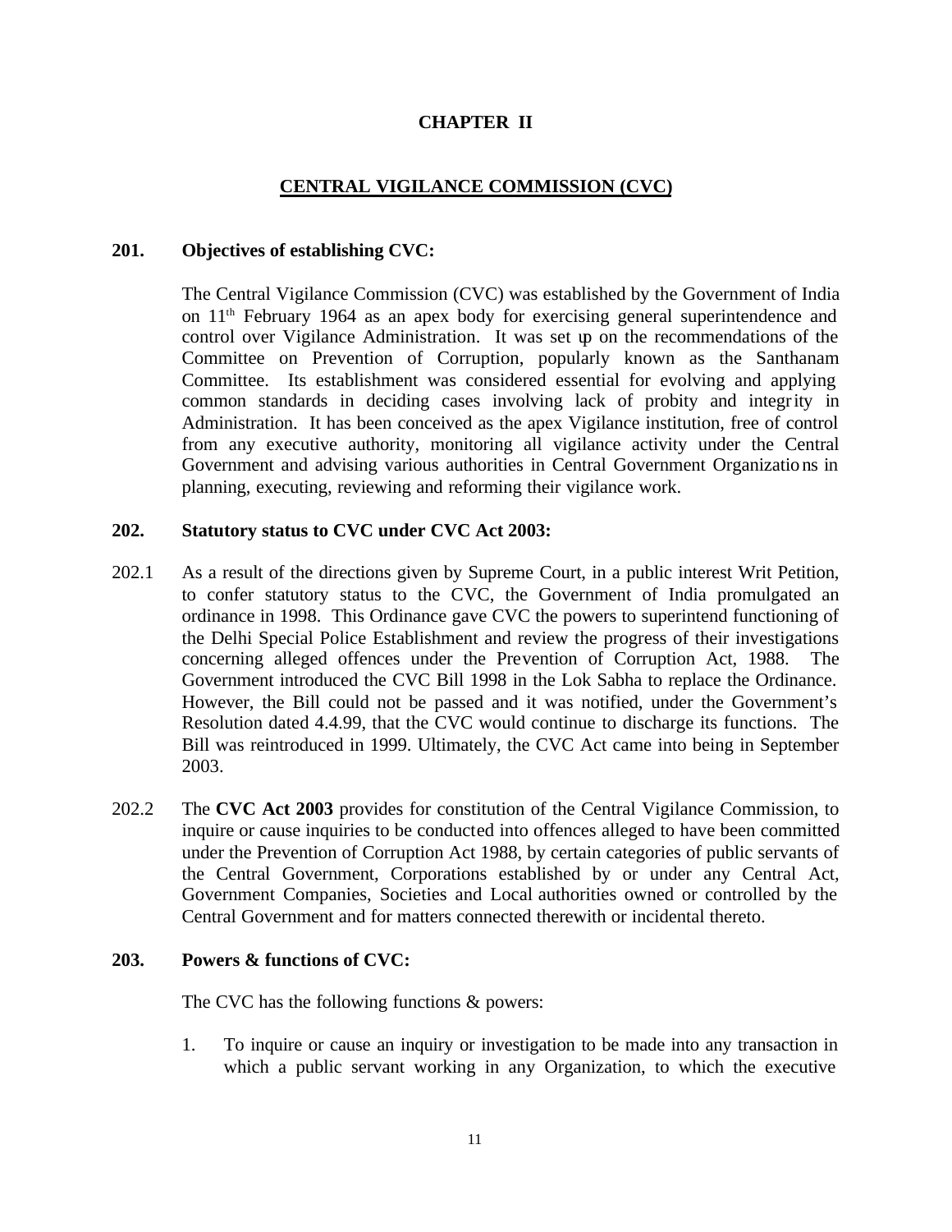# CHAPTER II

## CENTRAL VIGILANCE COMMISSION (CVC)

### 201. Objectives of establishing CVC:

The Central Vigilance Commission (CVC) was established by the Government of India on 11th February 1964 as an apex body for exercising general superintendence and control over Vigilance Administration. It was set up on the recommendations of the Committee on Prevention of Corruption, popularly known as the Santhanam Committee. Its establishment was considered essential for evolving and applying common standards in deciding cases involving lack of probity and integrity in Administration. It has been conceived as the apex Vigilance institution, free of control from any executive authority, monitoring all vigilance activity under the Central Government and advising various authorities in Central Government Organizations in planning, executing, reviewing and reforming their vigilance work.

### 202. Statutory status to CVC under CVC Act 2003:

202.1 As a result of the directions given by Supreme Court, in a public interest Writ Petition, to confer statutory status to the CVC, the Government of India promulgated an ordinance in 1998. This Ordinance gave CVC the powers to superintend functioning of the Delhi Special Police Establishment and review the progress of their investigations concerning alleged offences under the Prevention of Corruption Act, 1988. The Government introduced the CVC Bill 1998 in the Lok Sabha to replace the Ordinance. However, the Bill could not be passed and it was notified, under the Government's Resolution dated 4.4.99, that the CVC would continue to discharge its functions. The Bill was reintroduced in 1999. Ultimately, the CVC Act came into being in September 2003.

202.2 The **CVC Act 2003** provides for constitution of the Central Vigilance Commission, to inquire or cause inquiries to be conducted into offences alleged to have been committed under the Prevention of Corruption Act 1988, by certain categories of public servants of the Central Government, Corporations established by or under any Central Act, Government Companies, Societies and Local authorities owned or controlled by the Central Government and for matters connected therewith or incidental thereto.

### 203. Powers & functions of CVC:

The CVC has the following functions & powers:

1. To inquire or cause an inquiry or investigation to be made into any transaction in which a public servant working in any Organization, to which the executive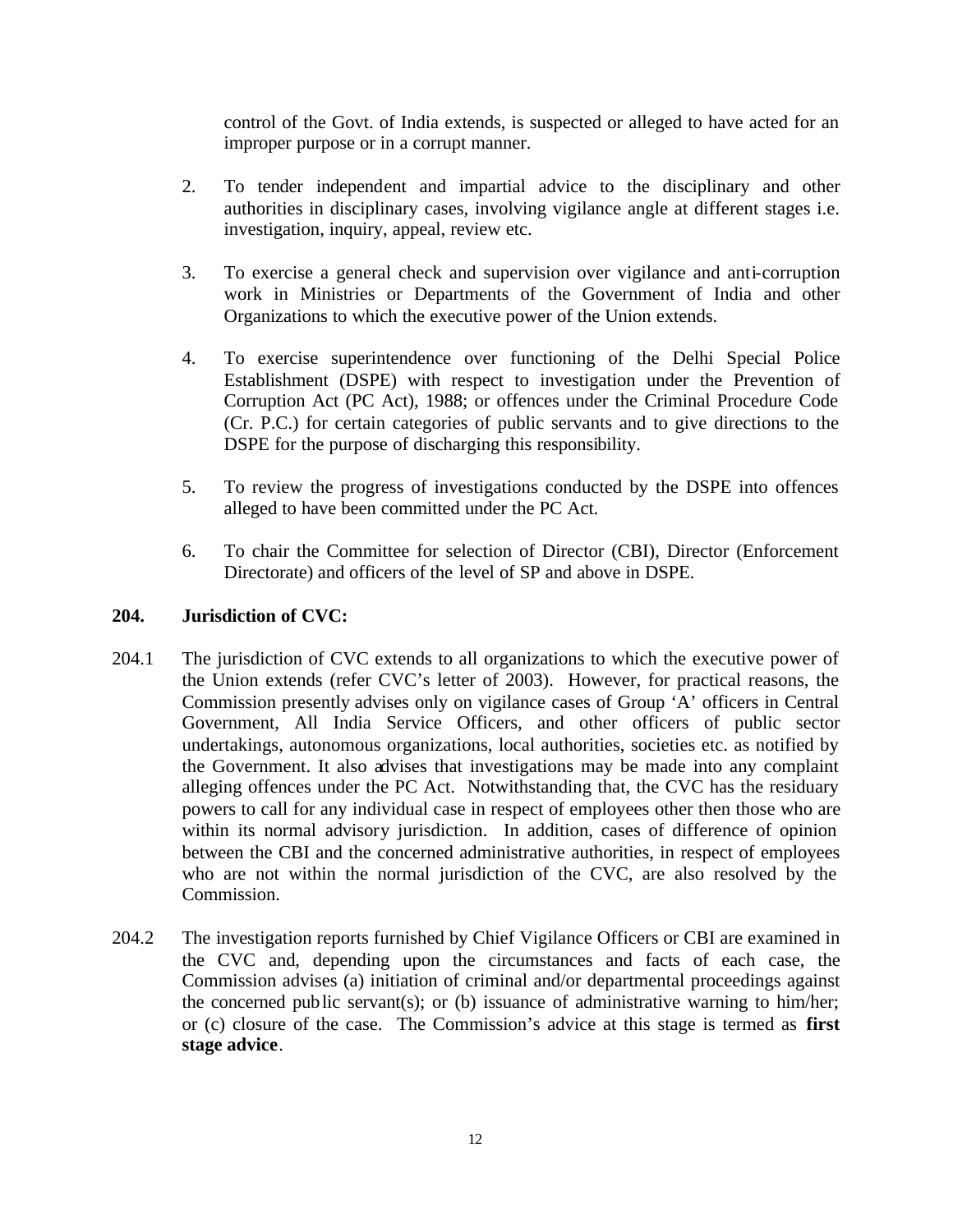control of the Govt. of India extends, is suspected or alleged to have acted for an improper purpose or in a corrupt manner.

2. To tender independent and impartial advice to the disciplinary and other authorities in disciplinary cases, involving vigilance angle at different stages i.e. investigation, inquiry, appeal, review etc.

3. To exercise a general check and supervision over vigilance and anti-corruption work in Ministries or Departments of the Government of India and other Organizations to which the executive power of the Union extends.

4. To exercise superintendence over functioning of the Delhi Special Police Establishment (DSPE) with respect to investigation under the Prevention of Corruption Act (PC Act), 1988; or offences under the Criminal Procedure Code (Cr. P.C.) for certain categories of public servants and to give directions to the DSPE for the purpose of discharging this responsibility.

5. To review the progress of investigations conducted by the DSPE into offences alleged to have been committed under the PC Act.

6. To chair the Committee for selection of Director (CBI), Director (Enforcement Directorate) and officers of the level of SP and above in DSPE.

**204. Jurisdiction of CVC:**

204.1 The jurisdiction of CVC extends to all organizations to which the executive power of the Union extends (refer CVC's letter of 2003). However, for practical reasons, the Commission presently advises only on vigilance cases of Group 'A' officers in Central Government, All India Service Officers, and other officers of public sector undertakings, autonomous organizations, local authorities, societies etc. as notified by the Government. It also advises that investigations may be made into any complaint alleging offences under the PC Act. Notwithstanding that, the CVC has the residuary powers to call for any individual case in respect of employees other then those who are within its normal advisory jurisdiction. In addition, cases of difference of opinion between the CBI and the concerned administrative authorities, in respect of employees who are not within the normal jurisdiction of the CVC, are also resolved by the Commission.

204.2 The investigation reports furnished by Chief Vigilance Officers or CBI are examined in the CVC and, depending upon the circumstances and facts of each case, the Commission advises (a) initiation of criminal and/or departmental proceedings against the concerned public servant(s); or (b) issuance of administrative warning to him/her; or (c) closure of the case. The Commission's advice at this stage is termed as **first stage advice**.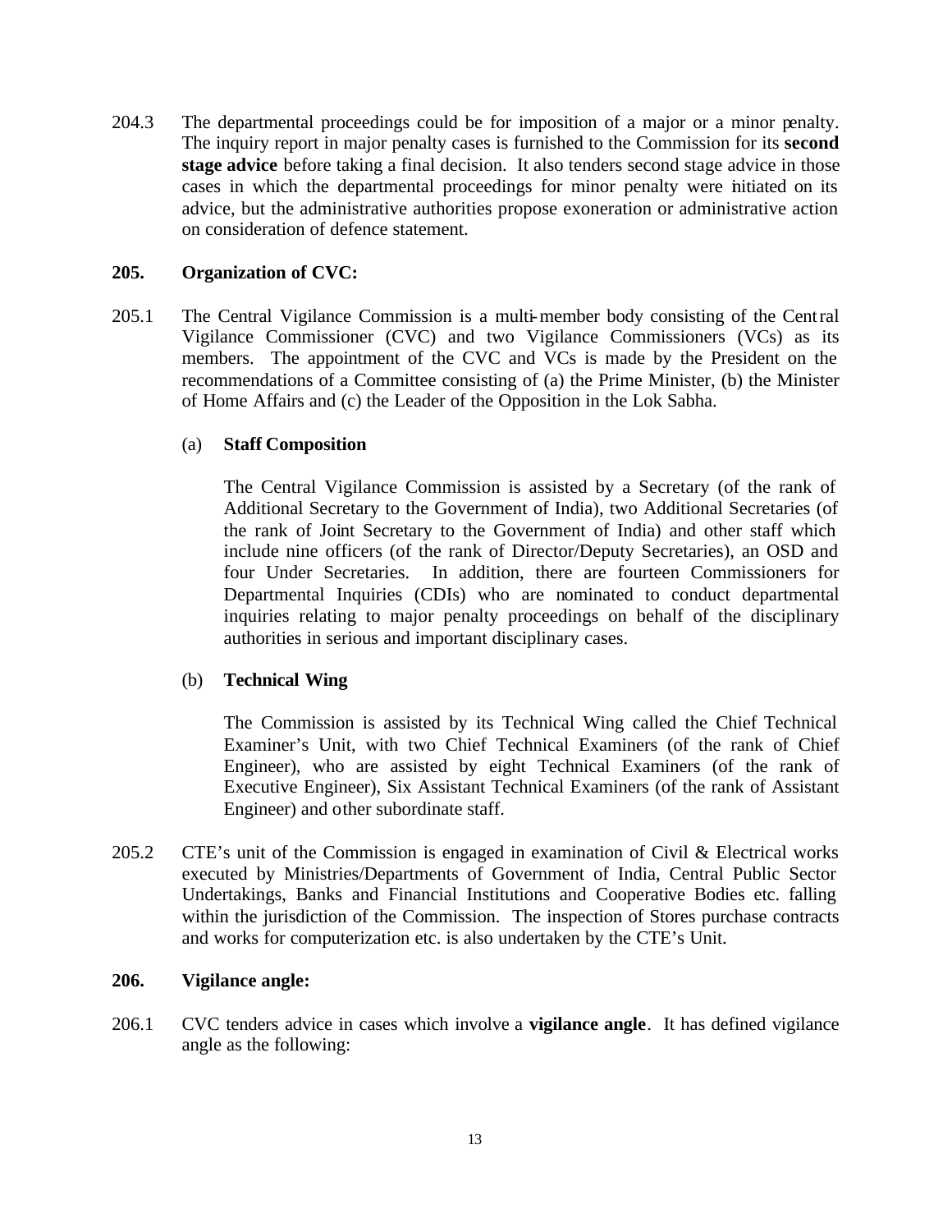204.3 The departmental proceedings could be for imposition of a major or a minor penalty. The inquiry report in major penalty cases is furnished to the Commission for its **second stage advice** before taking a final decision. It also tenders second stage advice in those cases in which the departmental proceedings for minor penalty were initiated on its advice, but the administrative authorities propose exoneration or administrative action on consideration of defence statement.

## 205. Organization of CVC:

205.1 The Central Vigilance Commission is a multi-member body consisting of the Central Vigilance Commissioner (CVC) and two Vigilance Commissioners (VCs) as its members. The appointment of the CVC and VCs is made by the President on the recommendations of a Committee consisting of (a) the Prime Minister, (b) the Minister of Home Affairs and (c) the Leader of the Opposition in the Lok Sabha.

(a) **Staff Composition**

The Central Vigilance Commission is assisted by a Secretary (of the rank of Additional Secretary to the Government of India), two Additional Secretaries (of the rank of Joint Secretary to the Government of India) and other staff which include nine officers (of the rank of Director/Deputy Secretaries), an OSD and four Under Secretaries. In addition, there are fourteen Commissioners for Departmental Inquiries (CDIs) who are nominated to conduct departmental inquiries relating to major penalty proceedings on behalf of the disciplinary authorities in serious and important disciplinary cases.

(b) **Technical Wing**

The Commission is assisted by its Technical Wing called the Chief Technical Examiner's Unit, with two Chief Technical Examiners (of the rank of Chief Engineer), who are assisted by eight Technical Examiners (of the rank of Executive Engineer), Six Assistant Technical Examiners (of the rank of Assistant Engineer) and other subordinate staff.

205.2 CTE's unit of the Commission is engaged in examination of Civil & Electrical works executed by Ministries/Departments of Government of India, Central Public Sector Undertakings, Banks and Financial Institutions and Cooperative Bodies etc. falling within the jurisdiction of the Commission. The inspection of Stores purchase contracts and works for computerization etc. is also undertaken by the CTE's Unit.

## 206. Vigilance angle:

206.1 CVC tenders advice in cases which involve a **vigilance angle**. It has defined vigilance angle as the following: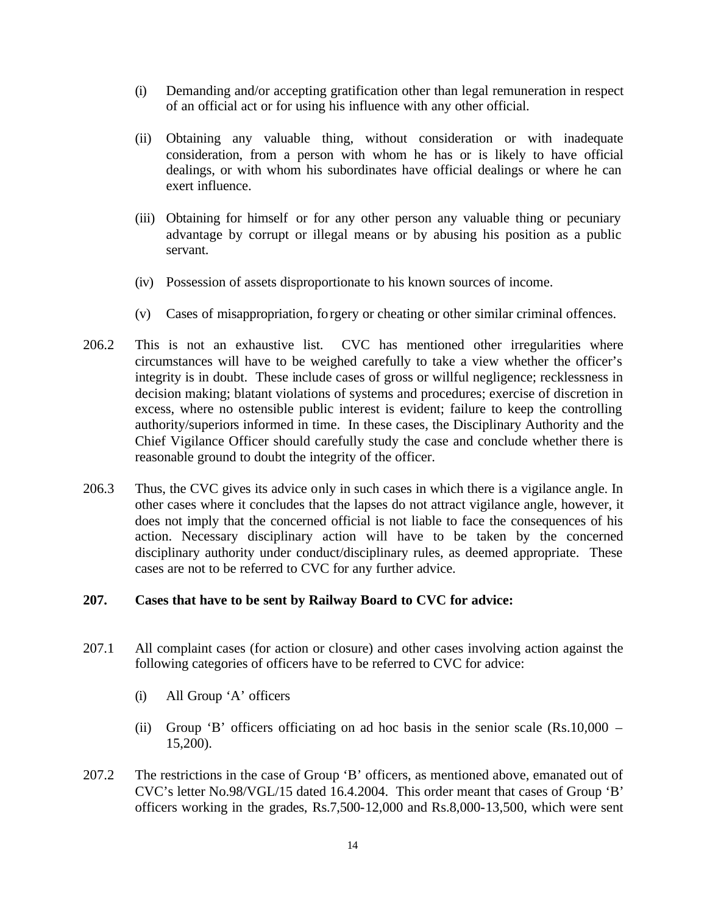(i) Demanding and/or accepting gratification other than legal remuneration in respect of an official act or for using his influence with any other official.

(ii) Obtaining any valuable thing, without consideration or with inadequate consideration, from a person with whom he has or is likely to have official dealings, or with whom his subordinates have official dealings or where he can exert influence.

(iii) Obtaining for himself or for any other person any valuable thing or pecuniary advantage by corrupt or illegal means or by abusing his position as a public servant.

(iv) Possession of assets disproportionate to his known sources of income.

(v) Cases of misappropriation, forgery or cheating or other similar criminal offences.

206.2 This is not an exhaustive list. CVC has mentioned other irregularities where circumstances will have to be weighed carefully to take a view whether the officer's integrity is in doubt. These include cases of gross or willful negligence; recklessness in decision making; blatant violations of systems and procedures; exercise of discretion in excess, where no ostensible public interest is evident; failure to keep the controlling authority/superiors informed in time. In these cases, the Disciplinary Authority and the Chief Vigilance Officer should carefully study the case and conclude whether there is reasonable ground to doubt the integrity of the officer.

206.3 Thus, the CVC gives its advice only in such cases in which there is a vigilance angle. In other cases where it concludes that the lapses do not attract vigilance angle, however, it does not imply that the concerned official is not liable to face the consequences of his action. Necessary disciplinary action will have to be taken by the concerned disciplinary authority under conduct/disciplinary rules, as deemed appropriate. These cases are not to be referred to CVC for any further advice.

**207. Cases that have to be sent by Railway Board to CVC for advice:**

207.1 All complaint cases (for action or closure) and other cases involving action against the following categories of officers have to be referred to CVC for advice:

(i) All Group 'A' officers

(ii) Group 'B' officers officiating on ad hoc basis in the senior scale (Rs.10,000 – 15,200).

207.2 The restrictions in the case of Group 'B' officers, as mentioned above, emanated out of CVC's letter No.98/VGL/15 dated 16.4.2004. This order meant that cases of Group 'B' officers working in the grades, Rs.7,500-12,000 and Rs.8,000-13,500, which were sent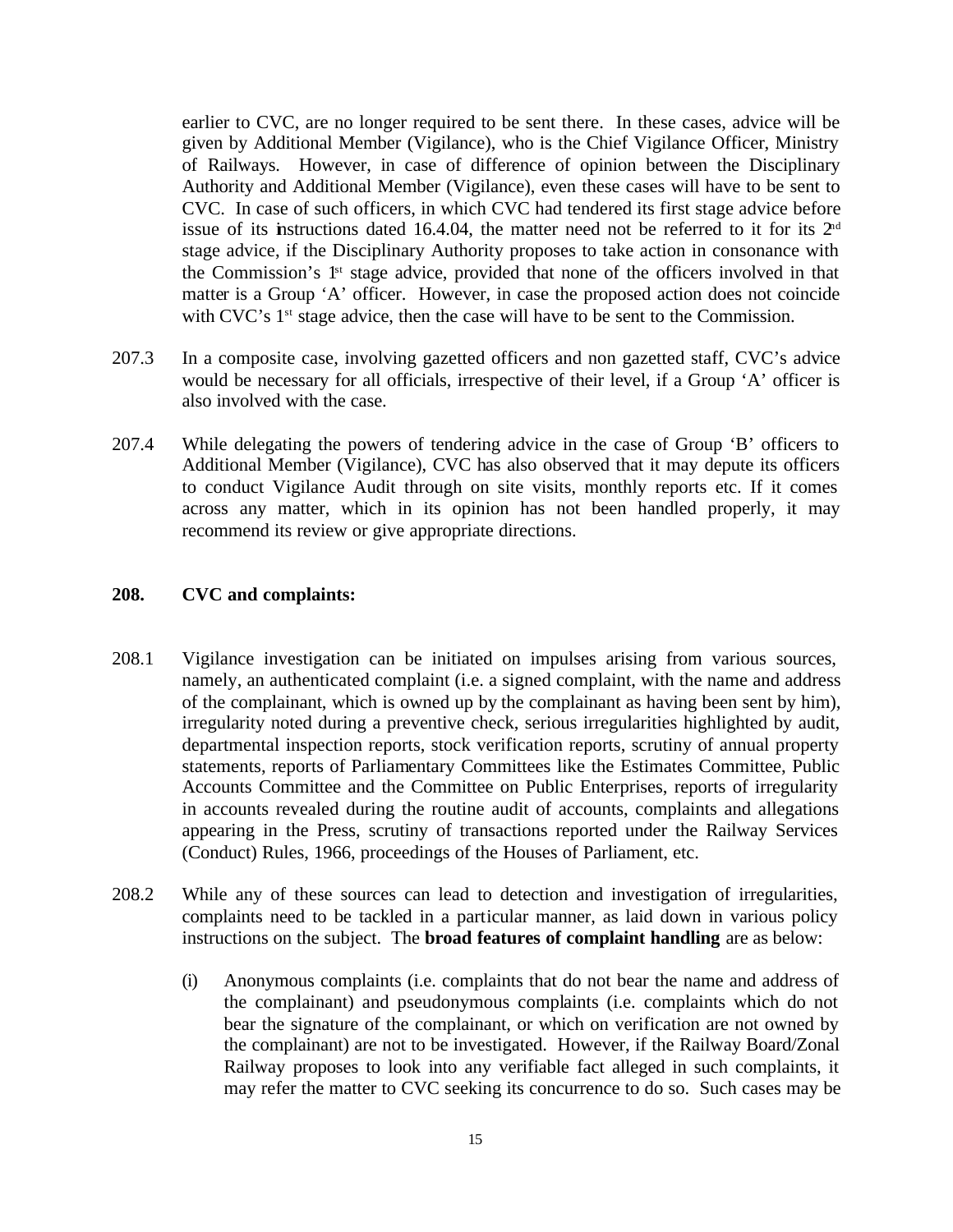earlier to CVC, are no longer required to be sent there. In these cases, advice will be given by Additional Member (Vigilance), who is the Chief Vigilance Officer, Ministry of Railways. However, in case of difference of opinion between the Disciplinary Authority and Additional Member (Vigilance), even these cases will have to be sent to CVC. In case of such officers, in which CVC had tendered its first stage advice before issue of its instructions dated 16.4.04, the matter need not be referred to it for its 2nd stage advice, if the Disciplinary Authority proposes to take action in consonance with the Commission's 1st stage advice, provided that none of the officers involved in that matter is a Group 'A' officer. However, in case the proposed action does not coincide with CVC's 1st stage advice, then the case will have to be sent to the Commission.

207.3 In a composite case, involving gazetted officers and non gazetted staff, CVC's advice would be necessary for all officials, irrespective of their level, if a Group 'A' officer is also involved with the case.

207.4 While delegating the powers of tendering advice in the case of Group 'B' officers to Additional Member (Vigilance), CVC has also observed that it may depute its officers to conduct Vigilance Audit through on site visits, monthly reports etc. If it comes across any matter, which in its opinion has not been handled properly, it may recommend its review or give appropriate directions.

**208. CVC and complaints:**

208.1 Vigilance investigation can be initiated on impulses arising from various sources, namely, an authenticated complaint (i.e. a signed complaint, with the name and address of the complainant, which is owned up by the complainant as having been sent by him), irregularity noted during a preventive check, serious irregularities highlighted by audit, departmental inspection reports, stock verification reports, scrutiny of annual property statements, reports of Parliamentary Committees like the Estimates Committee, Public Accounts Committee and the Committee on Public Enterprises, reports of irregularity in accounts revealed during the routine audit of accounts, complaints and allegations appearing in the Press, scrutiny of transactions reported under the Railway Services (Conduct) Rules, 1966, proceedings of the Houses of Parliament, etc.

208.2 While any of these sources can lead to detection and investigation of irregularities, complaints need to be tackled in a particular manner, as laid down in various policy instructions on the subject. The **broad features of complaint handling** are as below:

(i) Anonymous complaints (i.e. complaints that do not bear the name and address of the complainant) and pseudonymous complaints (i.e. complaints which do not bear the signature of the complainant, or which on verification are not owned by the complainant) are not to be investigated. However, if the Railway Board/Zonal Railway proposes to look into any verifiable fact alleged in such complaints, it may refer the matter to CVC seeking its concurrence to do so. Such cases may be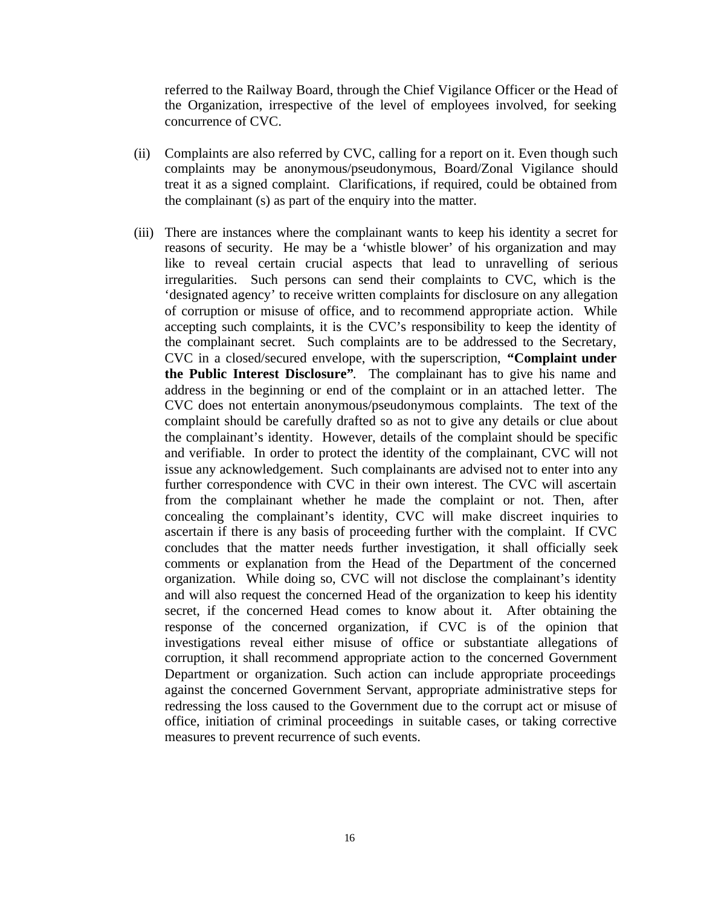referred to the Railway Board, through the Chief Vigilance Officer or the Head of the Organization, irrespective of the level of employees involved, for seeking concurrence of CVC.

(ii) Complaints are also referred by CVC, calling for a report on it. Even though such complaints may be anonymous/pseudonymous, Board/Zonal Vigilance should treat it as a signed complaint. Clarifications, if required, could be obtained from the complainant (s) as part of the enquiry into the matter.

(iii) There are instances where the complainant wants to keep his identity a secret for reasons of security. He may be a 'whistle blower' of his organization and may like to reveal certain crucial aspects that lead to unravelling of serious irregularities. Such persons can send their complaints to CVC, which is the 'designated agency' to receive written complaints for disclosure on any allegation of corruption or misuse of office, and to recommend appropriate action. While accepting such complaints, it is the CVC's responsibility to keep the identity of the complainant secret. Such complaints are to be addressed to the Secretary, CVC in a closed/secured envelope, with the superscription, **"Complaint under the Public Interest Disclosure"**. The complainant has to give his name and address in the beginning or end of the complaint or in an attached letter. The CVC does not entertain anonymous/pseudonymous complaints. The text of the complaint should be carefully drafted so as not to give any details or clue about the complainant's identity. However, details of the complaint should be specific and verifiable. In order to protect the identity of the complainant, CVC will not issue any acknowledgement. Such complainants are advised not to enter into any further correspondence with CVC in their own interest. The CVC will ascertain from the complainant whether he made the complaint or not. Then, after concealing the complainant's identity, CVC will make discreet inquiries to ascertain if there is any basis of proceeding further with the complaint. If CVC concludes that the matter needs further investigation, it shall officially seek comments or explanation from the Head of the Department of the concerned organization. While doing so, CVC will not disclose the complainant's identity and will also request the concerned Head of the organization to keep his identity secret, if the concerned Head comes to know about it. After obtaining the response of the concerned organization, if CVC is of the opinion that investigations reveal either misuse of office or substantiate allegations of corruption, it shall recommend appropriate action to the concerned Government Department or organization. Such action can include appropriate proceedings against the concerned Government Servant, appropriate administrative steps for redressing the loss caused to the Government due to the corrupt act or misuse of office, initiation of criminal proceedings in suitable cases, or taking corrective measures to prevent recurrence of such events.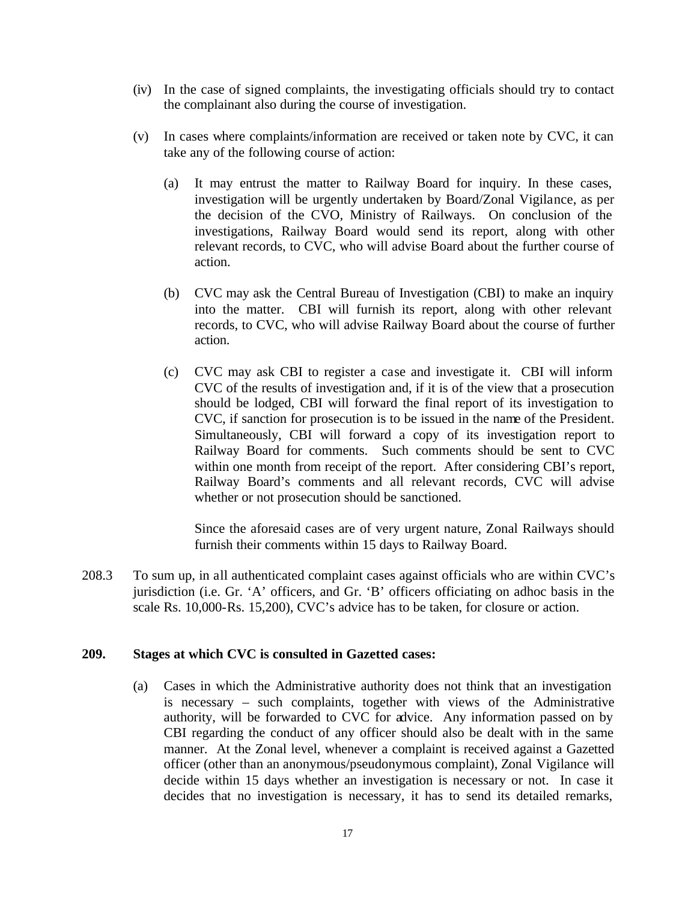(iv) In the case of signed complaints, the investigating officials should try to contact the complainant also during the course of investigation.

(v) In cases where complaints/information are received or taken note by CVC, it can take any of the following course of action:

(a) It may entrust the matter to Railway Board for inquiry. In these cases, investigation will be urgently undertaken by Board/Zonal Vigilance, as per the decision of the CVO, Ministry of Railways. On conclusion of the investigations, Railway Board would send its report, along with other relevant records, to CVC, who will advise Board about the further course of action.

(b) CVC may ask the Central Bureau of Investigation (CBI) to make an inquiry into the matter. CBI will furnish its report, along with other relevant records, to CVC, who will advise Railway Board about the course of further action.

(c) CVC may ask CBI to register a case and investigate it. CBI will inform CVC of the results of investigation and, if it is of the view that a prosecution should be lodged, CBI will forward the final report of its investigation to CVC, if sanction for prosecution is to be issued in the name of the President. Simultaneously, CBI will forward a copy of its investigation report to Railway Board for comments. Such comments should be sent to CVC within one month from receipt of the report. After considering CBI's report, Railway Board's comments and all relevant records, CVC will advise whether or not prosecution should be sanctioned.

Since the aforesaid cases are of very urgent nature, Zonal Railways should furnish their comments within 15 days to Railway Board.

208.3 To sum up, in all authenticated complaint cases against officials who are within CVC's jurisdiction (i.e. Gr. 'A' officers, and Gr. 'B' officers officiating on adhoc basis in the scale Rs. 10,000-Rs. 15,200), CVC's advice has to be taken, for closure or action.

**209. Stages at which CVC is consulted in Gazetted cases:**

(a) Cases in which the Administrative authority does not think that an investigation is necessary – such complaints, together with views of the Administrative authority, will be forwarded to CVC for advice. Any information passed on by CBI regarding the conduct of any officer should also be dealt with in the same manner. At the Zonal level, whenever a complaint is received against a Gazetted officer (other than an anonymous/pseudonymous complaint), Zonal Vigilance will decide within 15 days whether an investigation is necessary or not. In case it decides that no investigation is necessary, it has to send its detailed remarks,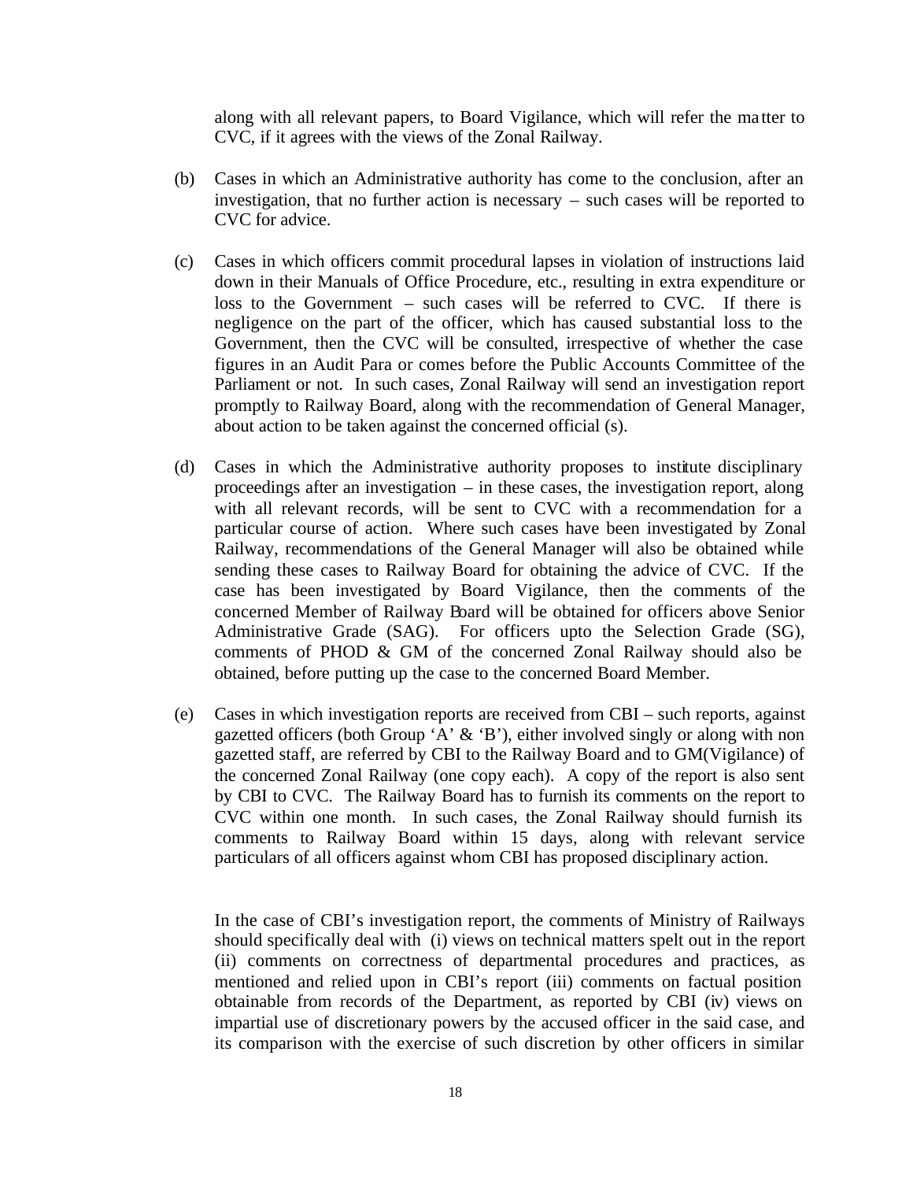along with all relevant papers, to Board Vigilance, which will refer the matter to CVC, if it agrees with the views of the Zonal Railway.

(b) Cases in which an Administrative authority has come to the conclusion, after an investigation, that no further action is necessary – such cases will be reported to CVC for advice.

(c) Cases in which officers commit procedural lapses in violation of instructions laid down in their Manuals of Office Procedure, etc., resulting in extra expenditure or loss to the Government – such cases will be referred to CVC. If there is negligence on the part of the officer, which has caused substantial loss to the Government, then the CVC will be consulted, irrespective of whether the case figures in an Audit Para or comes before the Public Accounts Committee of the Parliament or not. In such cases, Zonal Railway will send an investigation report promptly to Railway Board, along with the recommendation of General Manager, about action to be taken against the concerned official (s).

(d) Cases in which the Administrative authority proposes to institute disciplinary proceedings after an investigation – in these cases, the investigation report, along with all relevant records, will be sent to CVC with a recommendation for a particular course of action. Where such cases have been investigated by Zonal Railway, recommendations of the General Manager will also be obtained while sending these cases to Railway Board for obtaining the advice of CVC. If the case has been investigated by Board Vigilance, then the comments of the concerned Member of Railway Board will be obtained for officers above Senior Administrative Grade (SAG). For officers upto the Selection Grade (SG), comments of PHOD & GM of the concerned Zonal Railway should also be obtained, before putting up the case to the concerned Board Member.

(e) Cases in which investigation reports are received from CBI – such reports, against gazetted officers (both Group 'A' & 'B'), either involved singly or along with non gazetted staff, are referred by CBI to the Railway Board and to GM(Vigilance) of the concerned Zonal Railway (one copy each). A copy of the report is also sent by CBI to CVC. The Railway Board has to furnish its comments on the report to CVC within one month. In such cases, the Zonal Railway should furnish its comments to Railway Board within 15 days, along with relevant service particulars of all officers against whom CBI has proposed disciplinary action.

In the case of CBI's investigation report, the comments of Ministry of Railways should specifically deal with (i) views on technical matters spelt out in the report (ii) comments on correctness of departmental procedures and practices, as mentioned and relied upon in CBI's report (iii) comments on factual position obtainable from records of the Department, as reported by CBI (iv) views on impartial use of discretionary powers by the accused officer in the said case, and its comparison with the exercise of such discretion by other officers in similar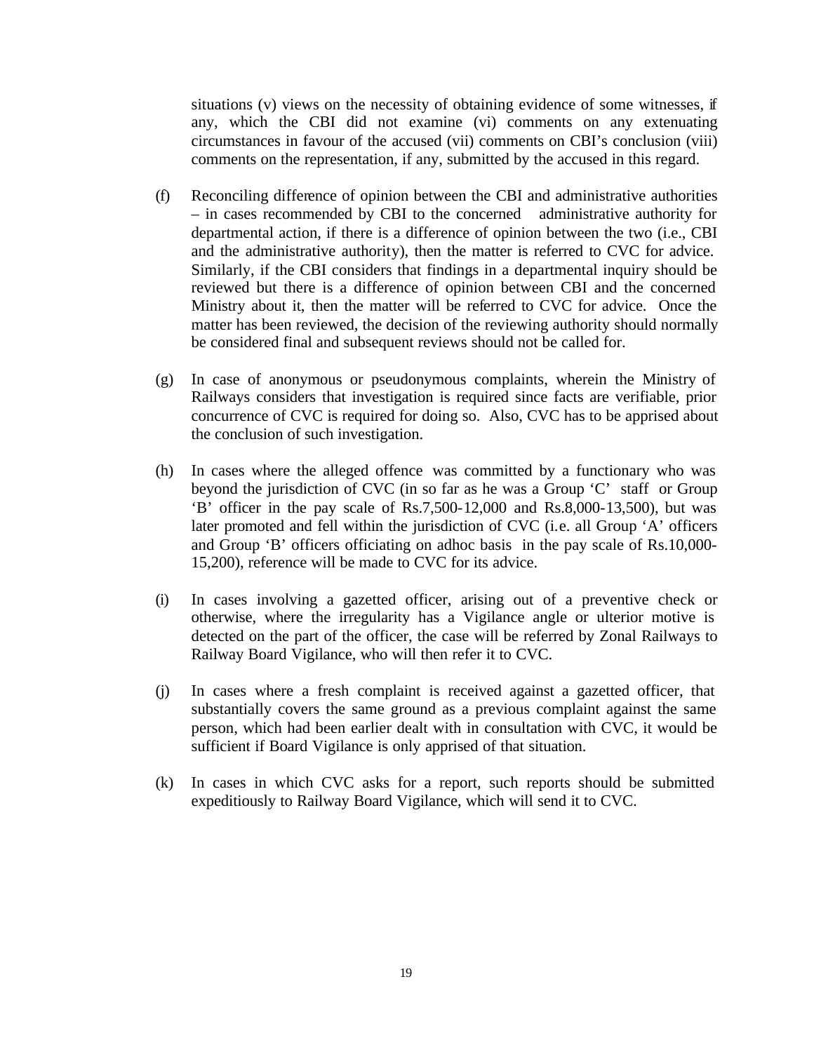situations (v) views on the necessity of obtaining evidence of some witnesses, if any, which the CBI did not examine (vi) comments on any extenuating circumstances in favour of the accused (vii) comments on CBI's conclusion (viii) comments on the representation, if any, submitted by the accused in this regard.

(f) Reconciling difference of opinion between the CBI and administrative authorities – in cases recommended by CBI to the concerned administrative authority for departmental action, if there is a difference of opinion between the two (i.e., CBI and the administrative authority), then the matter is referred to CVC for advice. Similarly, if the CBI considers that findings in a departmental inquiry should be reviewed but there is a difference of opinion between CBI and the concerned Ministry about it, then the matter will be referred to CVC for advice. Once the matter has been reviewed, the decision of the reviewing authority should normally be considered final and subsequent reviews should not be called for.

(g) In case of anonymous or pseudonymous complaints, wherein the Ministry of Railways considers that investigation is required since facts are verifiable, prior concurrence of CVC is required for doing so. Also, CVC has to be apprised about the conclusion of such investigation.

(h) In cases where the alleged offence was committed by a functionary who was beyond the jurisdiction of CVC (in so far as he was a Group 'C' staff or Group 'B' officer in the pay scale of Rs.7,500-12,000 and Rs.8,000-13,500), but was later promoted and fell within the jurisdiction of CVC (i.e. all Group 'A' officers and Group 'B' officers officiating on adhoc basis in the pay scale of Rs.10,000-15,200), reference will be made to CVC for its advice.

(i) In cases involving a gazetted officer, arising out of a preventive check or otherwise, where the irregularity has a Vigilance angle or ulterior motive is detected on the part of the officer, the case will be referred by Zonal Railways to Railway Board Vigilance, who will then refer it to CVC.

(j) In cases where a fresh complaint is received against a gazetted officer, that substantially covers the same ground as a previous complaint against the same person, which had been earlier dealt with in consultation with CVC, it would be sufficient if Board Vigilance is only apprised of that situation.

(k) In cases in which CVC asks for a report, such reports should be submitted expeditiously to Railway Board Vigilance, which will send it to CVC.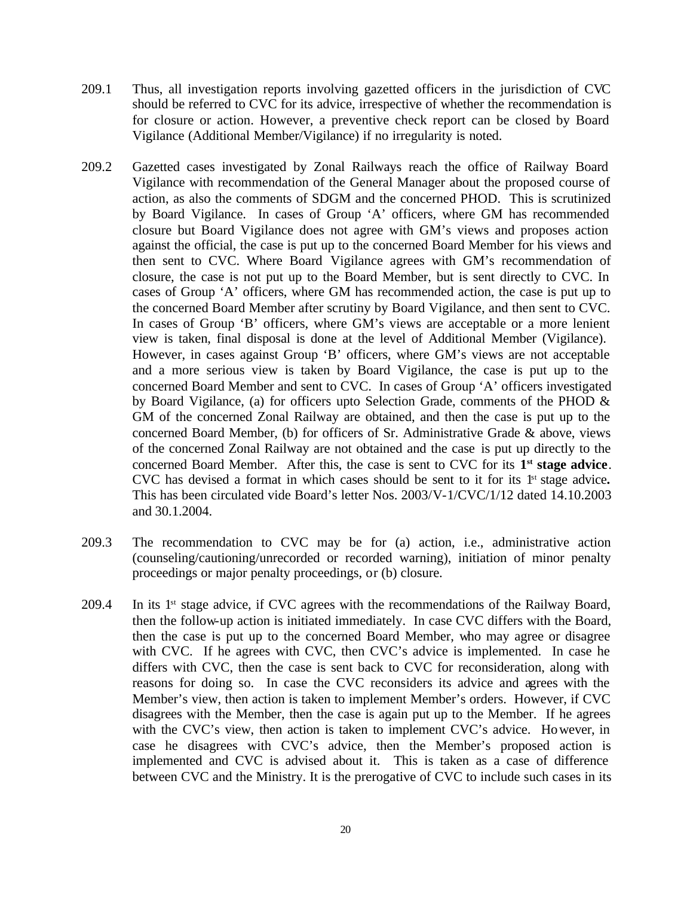209.1 Thus, all investigation reports involving gazetted officers in the jurisdiction of CVC should be referred to CVC for its advice, irrespective of whether the recommendation is for closure or action. However, a preventive check report can be closed by Board Vigilance (Additional Member/Vigilance) if no irregularity is noted.

209.2 Gazetted cases investigated by Zonal Railways reach the office of Railway Board Vigilance with recommendation of the General Manager about the proposed course of action, as also the comments of SDGM and the concerned PHOD. This is scrutinized by Board Vigilance. In cases of Group 'A' officers, where GM has recommended closure but Board Vigilance does not agree with GM's views and proposes action against the official, the case is put up to the concerned Board Member for his views and then sent to CVC. Where Board Vigilance agrees with GM's recommendation of closure, the case is not put up to the Board Member, but is sent directly to CVC. In cases of Group 'A' officers, where GM has recommended action, the case is put up to the concerned Board Member after scrutiny by Board Vigilance, and then sent to CVC. In cases of Group 'B' officers, where GM's views are acceptable or a more lenient view is taken, final disposal is done at the level of Additional Member (Vigilance). However, in cases against Group 'B' officers, where GM's views are not acceptable and a more serious view is taken by Board Vigilance, the case is put up to the concerned Board Member and sent to CVC. In cases of Group 'A' officers investigated by Board Vigilance, (a) for officers upto Selection Grade, comments of the PHOD & GM of the concerned Zonal Railway are obtained, and then the case is put up to the concerned Board Member, (b) for officers of Sr. Administrative Grade & above, views of the concerned Zonal Railway are not obtained and the case is put up directly to the concerned Board Member. After this, the case is sent to CVC for its **1st stage advice**. CVC has devised a format in which cases should be sent to it for its 1st stage advice**.** This has been circulated vide Board's letter Nos. 2003/V-1/CVC/1/12 dated 14.10.2003 and 30.1.2004.

209.3 The recommendation to CVC may be for (a) action, i.e., administrative action (counseling/cautioning/unrecorded or recorded warning), initiation of minor penalty proceedings or major penalty proceedings, or (b) closure.

209.4 In its 1st stage advice, if CVC agrees with the recommendations of the Railway Board, then the follow-up action is initiated immediately. In case CVC differs with the Board, then the case is put up to the concerned Board Member, who may agree or disagree with CVC. If he agrees with CVC, then CVC's advice is implemented. In case he differs with CVC, then the case is sent back to CVC for reconsideration, along with reasons for doing so. In case the CVC reconsiders its advice and agrees with the Member's view, then action is taken to implement Member's orders. However, if CVC disagrees with the Member, then the case is again put up to the Member. If he agrees with the CVC's view, then action is taken to implement CVC's advice. However, in case he disagrees with CVC's advice, then the Member's proposed action is implemented and CVC is advised about it. This is taken as a case of difference between CVC and the Ministry. It is the prerogative of CVC to include such cases in its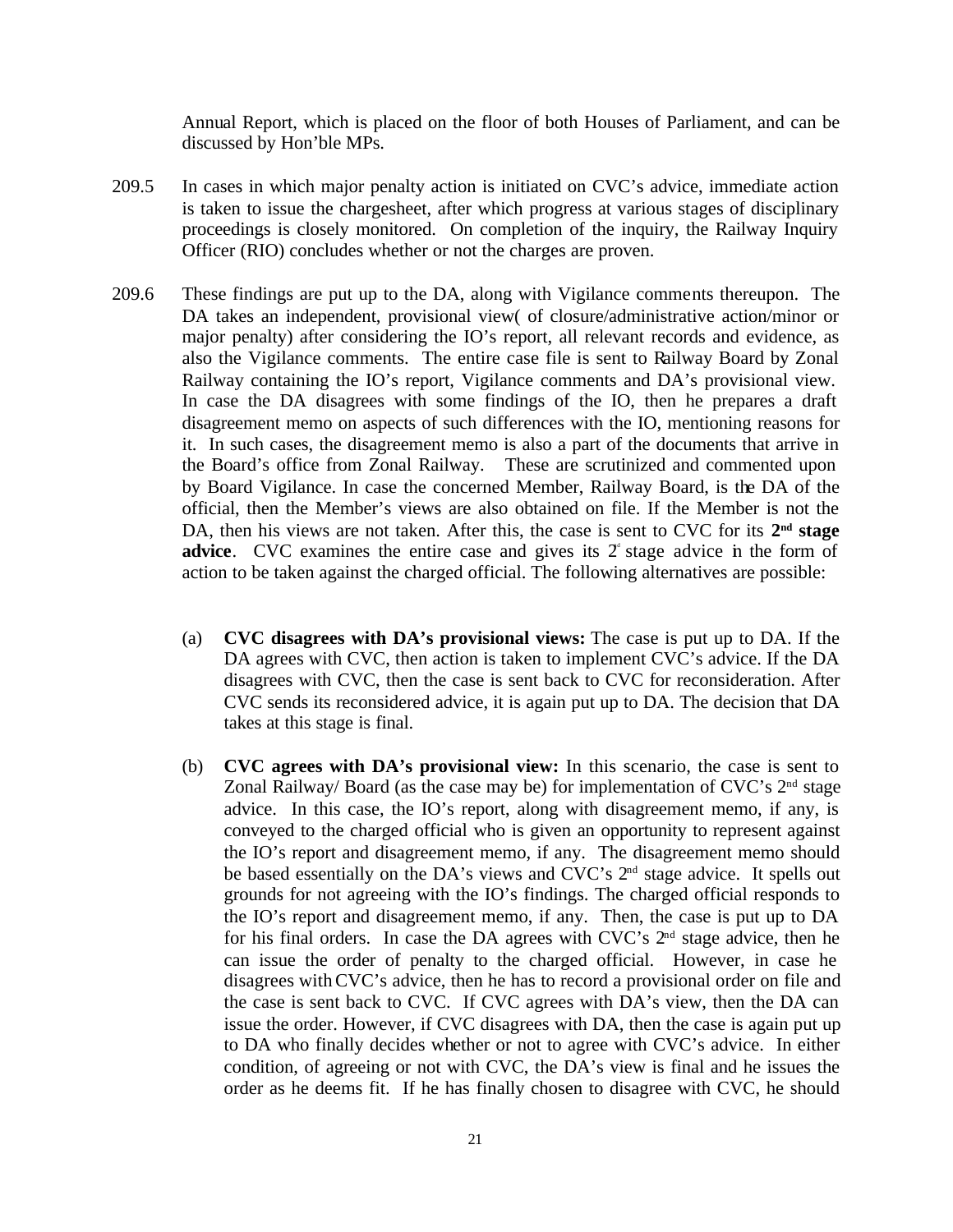Annual Report, which is placed on the floor of both Houses of Parliament, and can be discussed by Hon'ble MPs.

209.5 In cases in which major penalty action is initiated on CVC's advice, immediate action is taken to issue the chargesheet, after which progress at various stages of disciplinary proceedings is closely monitored. On completion of the inquiry, the Railway Inquiry Officer (RIO) concludes whether or not the charges are proven.

209.6 These findings are put up to the DA, along with Vigilance comments thereupon. The DA takes an independent, provisional view( of closure/administrative action/minor or major penalty) after considering the IO's report, all relevant records and evidence, as also the Vigilance comments. The entire case file is sent to Railway Board by Zonal Railway containing the IO's report, Vigilance comments and DA's provisional view. In case the DA disagrees with some findings of the IO, then he prepares a draft disagreement memo on aspects of such differences with the IO, mentioning reasons for it. In such cases, the disagreement memo is also a part of the documents that arrive in the Board's office from Zonal Railway. These are scrutinized and commented upon by Board Vigilance. In case the concerned Member, Railway Board, is the DA of the official, then the Member's views are also obtained on file. If the Member is not the DA, then his views are not taken. After this, the case is sent to CVC for its **2nd stage advice**. CVC examines the entire case and gives its 2nd stage advice in the form of action to be taken against the charged official. The following alternatives are possible:

(a) **CVC disagrees with DA's provisional views:** The case is put up to DA. If the DA agrees with CVC, then action is taken to implement CVC's advice. If the DA disagrees with CVC, then the case is sent back to CVC for reconsideration. After CVC sends its reconsidered advice, it is again put up to DA. The decision that DA takes at this stage is final.

(b) **CVC agrees with DA's provisional view:** In this scenario, the case is sent to Zonal Railway/ Board (as the case may be) for implementation of CVC's 2nd stage advice. In this case, the IO's report, along with disagreement memo, if any, is conveyed to the charged official who is given an opportunity to represent against the IO's report and disagreement memo, if any. The disagreement memo should be based essentially on the DA's views and CVC's 2nd stage advice. It spells out grounds for not agreeing with the IO's findings. The charged official responds to the IO's report and disagreement memo, if any. Then, the case is put up to DA for his final orders. In case the DA agrees with CVC's 2nd stage advice, then he can issue the order of penalty to the charged official. However, in case he disagrees with CVC's advice, then he has to record a provisional order on file and the case is sent back to CVC. If CVC agrees with DA's view, then the DA can issue the order. However, if CVC disagrees with DA, then the case is again put up to DA who finally decides whether or not to agree with CVC's advice. In either condition, of agreeing or not with CVC, the DA's view is final and he issues the order as he deems fit. If he has finally chosen to disagree with CVC, he should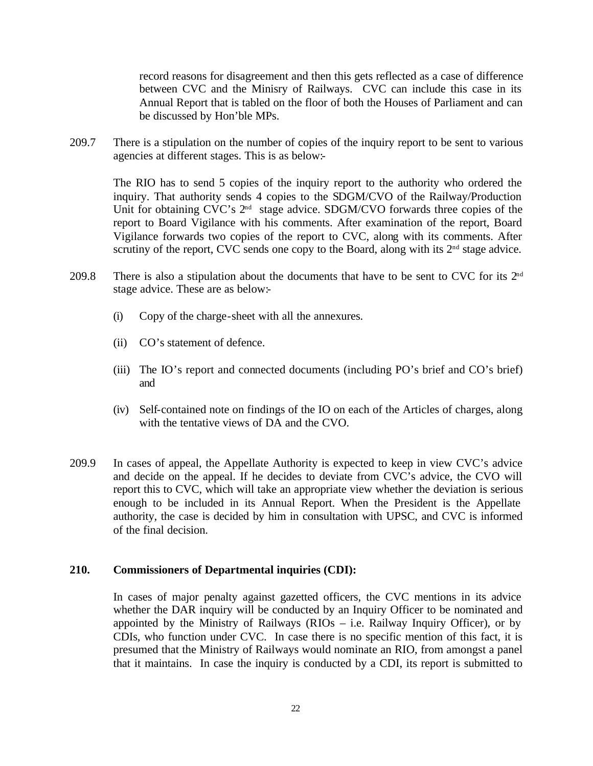record reasons for disagreement and then this gets reflected as a case of difference between CVC and the Minisry of Railways. CVC can include this case in its Annual Report that is tabled on the floor of both the Houses of Parliament and can be discussed by Hon'ble MPs.

209.7 There is a stipulation on the number of copies of the inquiry report to be sent to various agencies at different stages. This is as below:-

The RIO has to send 5 copies of the inquiry report to the authority who ordered the inquiry. That authority sends 4 copies to the SDGM/CVO of the Railway/Production Unit for obtaining CVC's 2nd stage advice. SDGM/CVO forwards three copies of the report to Board Vigilance with his comments. After examination of the report, Board Vigilance forwards two copies of the report to CVC, along with its comments. After scrutiny of the report, CVC sends one copy to the Board, along with its 2nd stage advice.

209.8 There is also a stipulation about the documents that have to be sent to CVC for its 2nd stage advice. These are as below:-

(i) Copy of the charge-sheet with all the annexures.

(ii) CO's statement of defence.

(iii) The IO's report and connected documents (including PO's brief and CO's brief) and

(iv) Self-contained note on findings of the IO on each of the Articles of charges, along with the tentative views of DA and the CVO.

209.9 In cases of appeal, the Appellate Authority is expected to keep in view CVC's advice and decide on the appeal. If he decides to deviate from CVC's advice, the CVO will report this to CVC, which will take an appropriate view whether the deviation is serious enough to be included in its Annual Report. When the President is the Appellate authority, the case is decided by him in consultation with UPSC, and CVC is informed of the final decision.

**210. Commissioners of Departmental inquiries (CDI):**

In cases of major penalty against gazetted officers, the CVC mentions in its advice whether the DAR inquiry will be conducted by an Inquiry Officer to be nominated and appointed by the Ministry of Railways (RIOs – i.e. Railway Inquiry Officer), or by CDIs, who function under CVC. In case there is no specific mention of this fact, it is presumed that the Ministry of Railways would nominate an RIO, from amongst a panel that it maintains. In case the inquiry is conducted by a CDI, its report is submitted to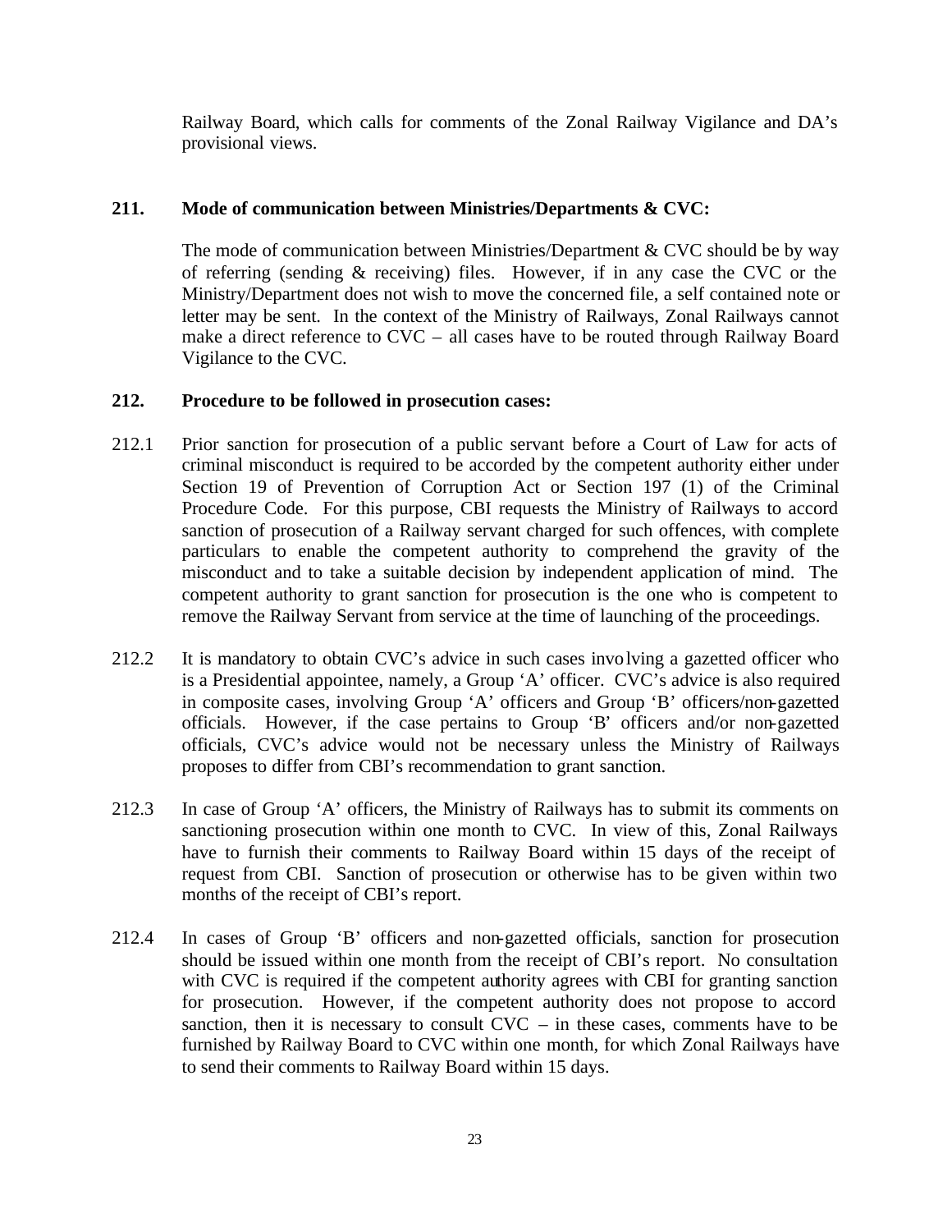Railway Board, which calls for comments of the Zonal Railway Vigilance and DA's provisional views.

**211. Mode of communication between Ministries/Departments & CVC:**

The mode of communication between Ministries/Department & CVC should be by way of referring (sending & receiving) files. However, if in any case the CVC or the Ministry/Department does not wish to move the concerned file, a self contained note or letter may be sent. In the context of the Ministry of Railways, Zonal Railways cannot make a direct reference to CVC – all cases have to be routed through Railway Board Vigilance to the CVC.

**212. Procedure to be followed in prosecution cases:**

212.1 Prior sanction for prosecution of a public servant before a Court of Law for acts of criminal misconduct is required to be accorded by the competent authority either under Section 19 of Prevention of Corruption Act or Section 197 (1) of the Criminal Procedure Code. For this purpose, CBI requests the Ministry of Railways to accord sanction of prosecution of a Railway servant charged for such offences, with complete particulars to enable the competent authority to comprehend the gravity of the misconduct and to take a suitable decision by independent application of mind. The competent authority to grant sanction for prosecution is the one who is competent to remove the Railway Servant from service at the time of launching of the proceedings.

212.2 It is mandatory to obtain CVC's advice in such cases involving a gazetted officer who is a Presidential appointee, namely, a Group 'A' officer. CVC's advice is also required in composite cases, involving Group 'A' officers and Group 'B' officers/non-gazetted officials. However, if the case pertains to Group 'B' officers and/or non-gazetted officials, CVC's advice would not be necessary unless the Ministry of Railways proposes to differ from CBI's recommendation to grant sanction.

212.3 In case of Group 'A' officers, the Ministry of Railways has to submit its comments on sanctioning prosecution within one month to CVC. In view of this, Zonal Railways have to furnish their comments to Railway Board within 15 days of the receipt of request from CBI. Sanction of prosecution or otherwise has to be given within two months of the receipt of CBI's report.

212.4 In cases of Group 'B' officers and non-gazetted officials, sanction for prosecution should be issued within one month from the receipt of CBI's report. No consultation with CVC is required if the competent authority agrees with CBI for granting sanction for prosecution. However, if the competent authority does not propose to accord sanction, then it is necessary to consult CVC – in these cases, comments have to be furnished by Railway Board to CVC within one month, for which Zonal Railways have to send their comments to Railway Board within 15 days.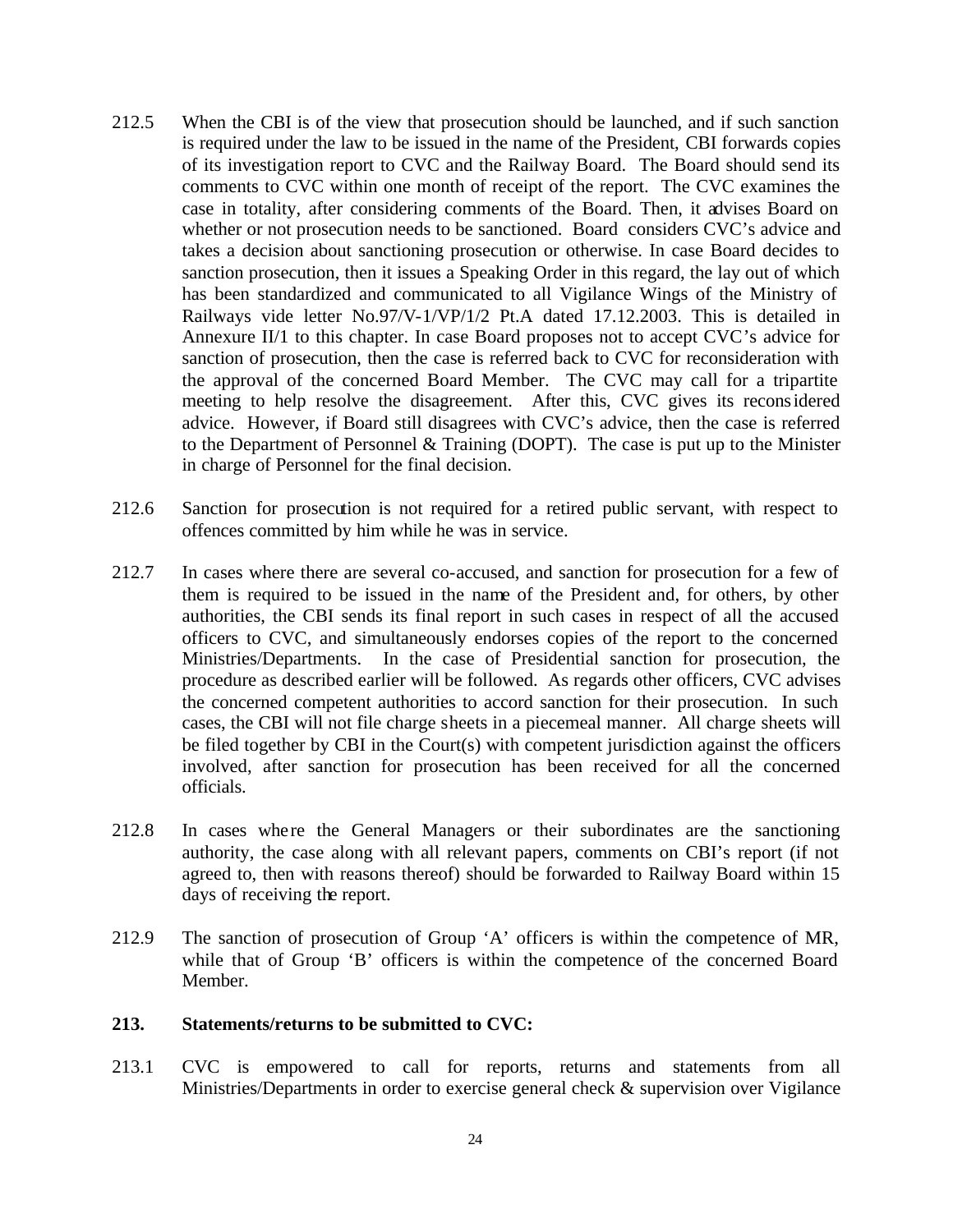212.5 When the CBI is of the view that prosecution should be launched, and if such sanction is required under the law to be issued in the name of the President, CBI forwards copies of its investigation report to CVC and the Railway Board. The Board should send its comments to CVC within one month of receipt of the report. The CVC examines the case in totality, after considering comments of the Board. Then, it advises Board on whether or not prosecution needs to be sanctioned. Board considers CVC's advice and takes a decision about sanctioning prosecution or otherwise. In case Board decides to sanction prosecution, then it issues a Speaking Order in this regard, the lay out of which has been standardized and communicated to all Vigilance Wings of the Ministry of Railways vide letter No.97/V-1/VP/1/2 Pt.A dated 17.12.2003. This is detailed in Annexure II/1 to this chapter. In case Board proposes not to accept CVC's advice for sanction of prosecution, then the case is referred back to CVC for reconsideration with the approval of the concerned Board Member. The CVC may call for a tripartite meeting to help resolve the disagreement. After this, CVC gives its reconsidered advice. However, if Board still disagrees with CVC's advice, then the case is referred to the Department of Personnel & Training (DOPT). The case is put up to the Minister in charge of Personnel for the final decision.

212.6 Sanction for prosecution is not required for a retired public servant, with respect to offences committed by him while he was in service.

212.7 In cases where there are several co-accused, and sanction for prosecution for a few of them is required to be issued in the name of the President and, for others, by other authorities, the CBI sends its final report in such cases in respect of all the accused officers to CVC, and simultaneously endorses copies of the report to the concerned Ministries/Departments. In the case of Presidential sanction for prosecution, the procedure as described earlier will be followed. As regards other officers, CVC advises the concerned competent authorities to accord sanction for their prosecution. In such cases, the CBI will not file charge sheets in a piecemeal manner. All charge sheets will be filed together by CBI in the Court(s) with competent jurisdiction against the officers involved, after sanction for prosecution has been received for all the concerned officials.

212.8 In cases where the General Managers or their subordinates are the sanctioning authority, the case along with all relevant papers, comments on CBI's report (if not agreed to, then with reasons thereof) should be forwarded to Railway Board within 15 days of receiving the report.

212.9 The sanction of prosecution of Group 'A' officers is within the competence of MR, while that of Group 'B' officers is within the competence of the concerned Board Member.

**213. Statements/returns to be submitted to CVC:**

213.1 CVC is empowered to call for reports, returns and statements from all Ministries/Departments in order to exercise general check & supervision over Vigilance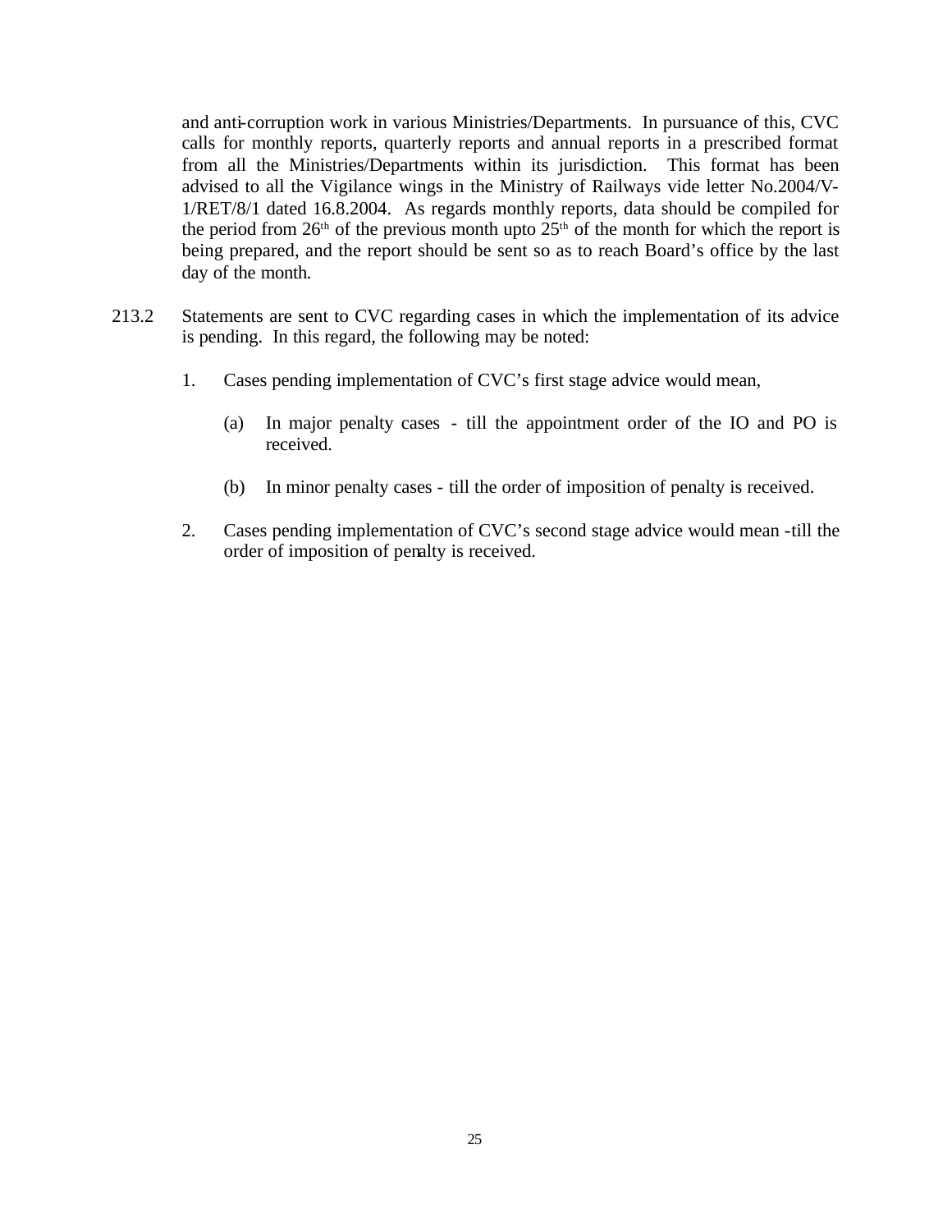and anti-corruption work in various Ministries/Departments. In pursuance of this, CVC calls for monthly reports, quarterly reports and annual reports in a prescribed format from all the Ministries/Departments within its jurisdiction. This format has been advised to all the Vigilance wings in the Ministry of Railways vide letter No.2004/V-1/RET/8/1 dated 16.8.2004. As regards monthly reports, data should be compiled for the period from 26th of the previous month upto 25th of the month for which the report is being prepared, and the report should be sent so as to reach Board's office by the last day of the month.

213.2 Statements are sent to CVC regarding cases in which the implementation of its advice is pending. In this regard, the following may be noted:

1. Cases pending implementation of CVC's first stage advice would mean,

   (a) In major penalty cases - till the appointment order of the IO and PO is received.

   (b) In minor penalty cases - till the order of imposition of penalty is received.

2. Cases pending implementation of CVC's second stage advice would mean -till the order of imposition of penalty is received.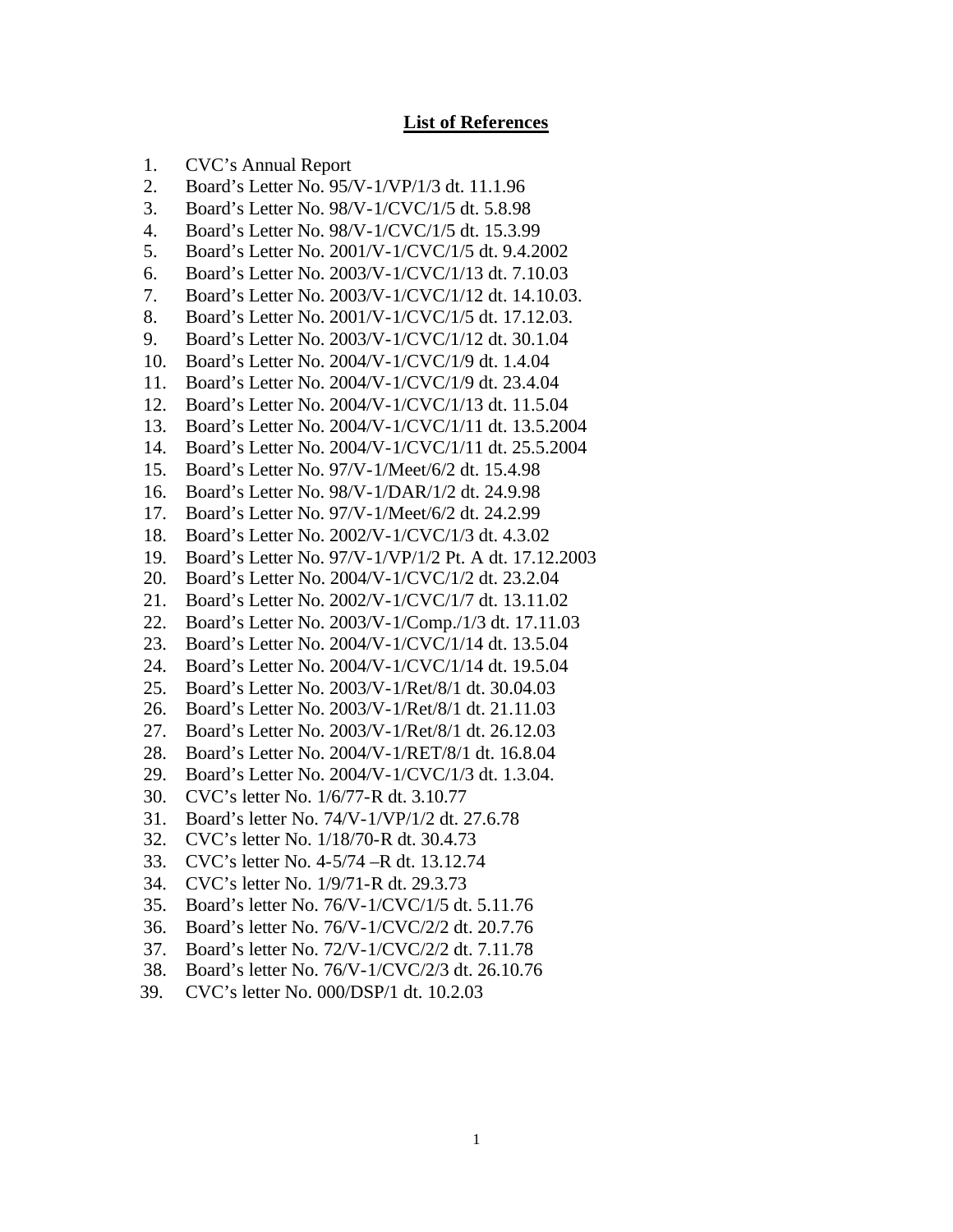## List of References

1. CVC's Annual Report
2. Board's Letter No. 95/V-1/VP/1/3 dt. 11.1.96
3. Board's Letter No. 98/V-1/CVC/1/5 dt. 5.8.98
4. Board's Letter No. 98/V-1/CVC/1/5 dt. 15.3.99
5. Board's Letter No. 2001/V-1/CVC/1/5 dt. 9.4.2002
6. Board's Letter No. 2003/V-1/CVC/1/13 dt. 7.10.03
7. Board's Letter No. 2003/V-1/CVC/1/12 dt. 14.10.03.
8. Board's Letter No. 2001/V-1/CVC/1/5 dt. 17.12.03.
9. Board's Letter No. 2003/V-1/CVC/1/12 dt. 30.1.04
10. Board's Letter No. 2004/V-1/CVC/1/9 dt. 1.4.04
11. Board's Letter No. 2004/V-1/CVC/1/9 dt. 23.4.04
12. Board's Letter No. 2004/V-1/CVC/1/13 dt. 11.5.04
13. Board's Letter No. 2004/V-1/CVC/1/11 dt. 13.5.2004
14. Board's Letter No. 2004/V-1/CVC/1/11 dt. 25.5.2004
15. Board's Letter No. 97/V-1/Meet/6/2 dt. 15.4.98
16. Board's Letter No. 98/V-1/DAR/1/2 dt. 24.9.98
17. Board's Letter No. 97/V-1/Meet/6/2 dt. 24.2.99
18. Board's Letter No. 2002/V-1/CVC/1/3 dt. 4.3.02
19. Board's Letter No. 97/V-1/VP/1/2 Pt. A dt. 17.12.2003
20. Board's Letter No. 2004/V-1/CVC/1/2 dt. 23.2.04
21. Board's Letter No. 2002/V-1/CVC/1/7 dt. 13.11.02
22. Board's Letter No. 2003/V-1/Comp./1/3 dt. 17.11.03
23. Board's Letter No. 2004/V-1/CVC/1/14 dt. 13.5.04
24. Board's Letter No. 2004/V-1/CVC/1/14 dt. 19.5.04
25. Board's Letter No. 2003/V-1/Ret/8/1 dt. 30.04.03
26. Board's Letter No. 2003/V-1/Ret/8/1 dt. 21.11.03
27. Board's Letter No. 2003/V-1/Ret/8/1 dt. 26.12.03
28. Board's Letter No. 2004/V-1/RET/8/1 dt. 16.8.04
29. Board's Letter No. 2004/V-1/CVC/1/3 dt. 1.3.04.
30. CVC's letter No. 1/6/77-R dt. 3.10.77
31. Board's letter No. 74/V-1/VP/1/2 dt. 27.6.78
32. CVC's letter No. 1/18/70-R dt. 30.4.73
33. CVC's letter No. 4-5/74 –R dt. 13.12.74
34. CVC's letter No. 1/9/71-R dt. 29.3.73
35. Board's letter No. 76/V-1/CVC/1/5 dt. 5.11.76
36. Board's letter No. 76/V-1/CVC/2/2 dt. 20.7.76
37. Board's letter No. 72/V-1/CVC/2/2 dt. 7.11.78
38. Board's letter No. 76/V-1/CVC/2/3 dt. 26.10.76
39. CVC's letter No. 000/DSP/1 dt. 10.2.03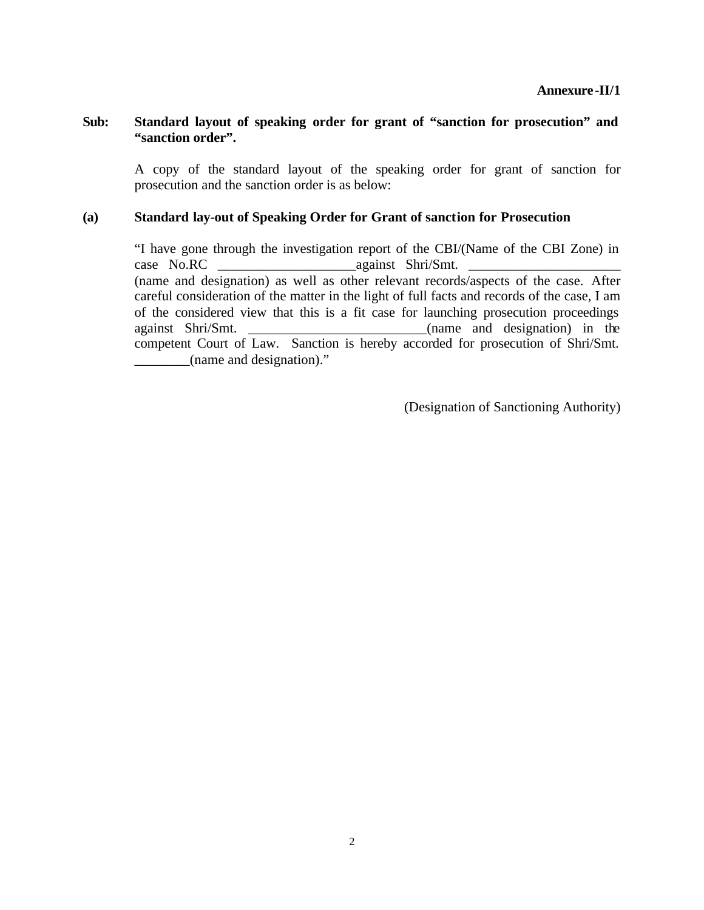**Annexure-II/1**

**Sub: Standard layout of speaking order for grant of “sanction for prosecution” and “sanction order”.**

A copy of the standard layout of the speaking order for grant of sanction for prosecution and the sanction order is as below:

**(a) Standard lay-out of Speaking Order for Grant of sanction for Prosecution**

“I have gone through the investigation report of the CBI/(Name of the CBI Zone) in case No.RC ____________________against Shri/Smt. ______________________ (name and designation) as well as other relevant records/aspects of the case. After careful consideration of the matter in the light of full facts and records of the case, I am of the considered view that this is a fit case for launching prosecution proceedings against Shri/Smt. __________________________(name and designation) in the competent Court of Law. Sanction is hereby accorded for prosecution of Shri/Smt. ________(name and designation).”

(Designation of Sanctioning Authority)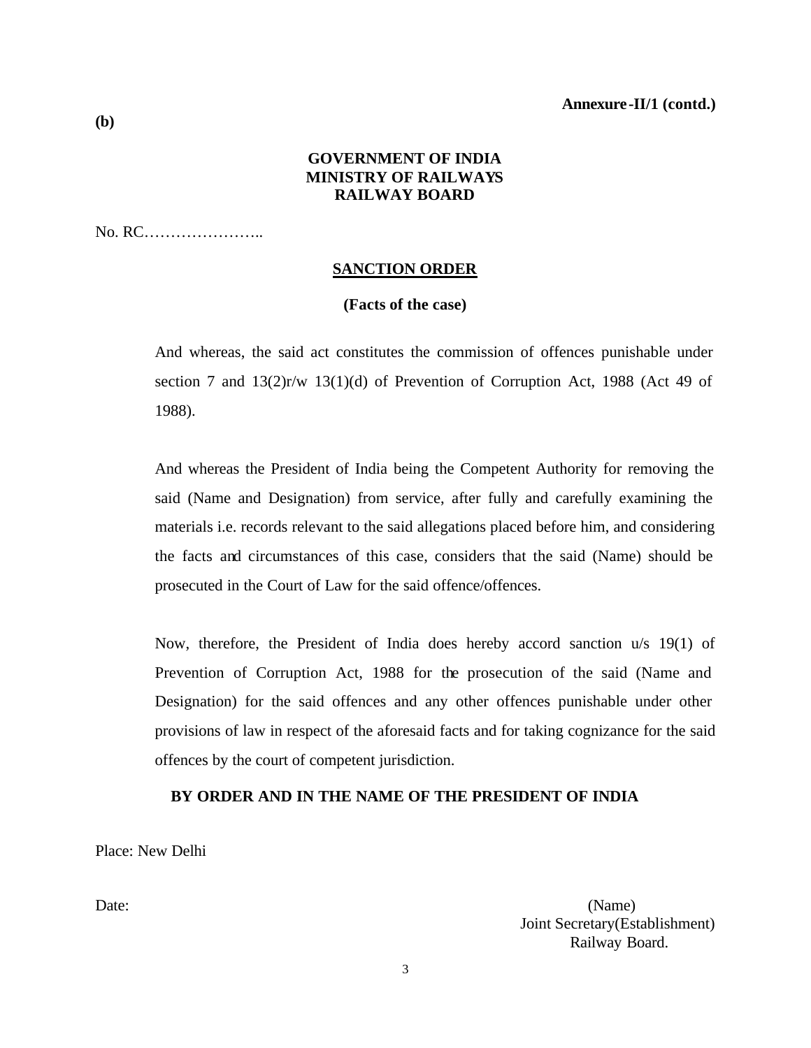**Annexure-II/1 (contd.)**

**(b)**

**GOVERNMENT OF INDIA**
**MINISTRY OF RAILWAYS**
**RAILWAY BOARD**

No. RC…………………..

**SANCTION ORDER**

**(Facts of the case)**

And whereas, the said act constitutes the commission of offences punishable under section 7 and 13(2)r/w 13(1)(d) of Prevention of Corruption Act, 1988 (Act 49 of 1988).

And whereas the President of India being the Competent Authority for removing the said (Name and Designation) from service, after fully and carefully examining the materials i.e. records relevant to the said allegations placed before him, and considering the facts and circumstances of this case, considers that the said (Name) should be prosecuted in the Court of Law for the said offence/offences.

Now, therefore, the President of India does hereby accord sanction u/s 19(1) of Prevention of Corruption Act, 1988 for the prosecution of the said (Name and Designation) for the said offences and any other offences punishable under other provisions of law in respect of the aforesaid facts and for taking cognizance for the said offences by the court of competent jurisdiction.

**BY ORDER AND IN THE NAME OF THE PRESIDENT OF INDIA**

Place: New Delhi

Date:

(Name)
Joint Secretary(Establishment)
Railway Board.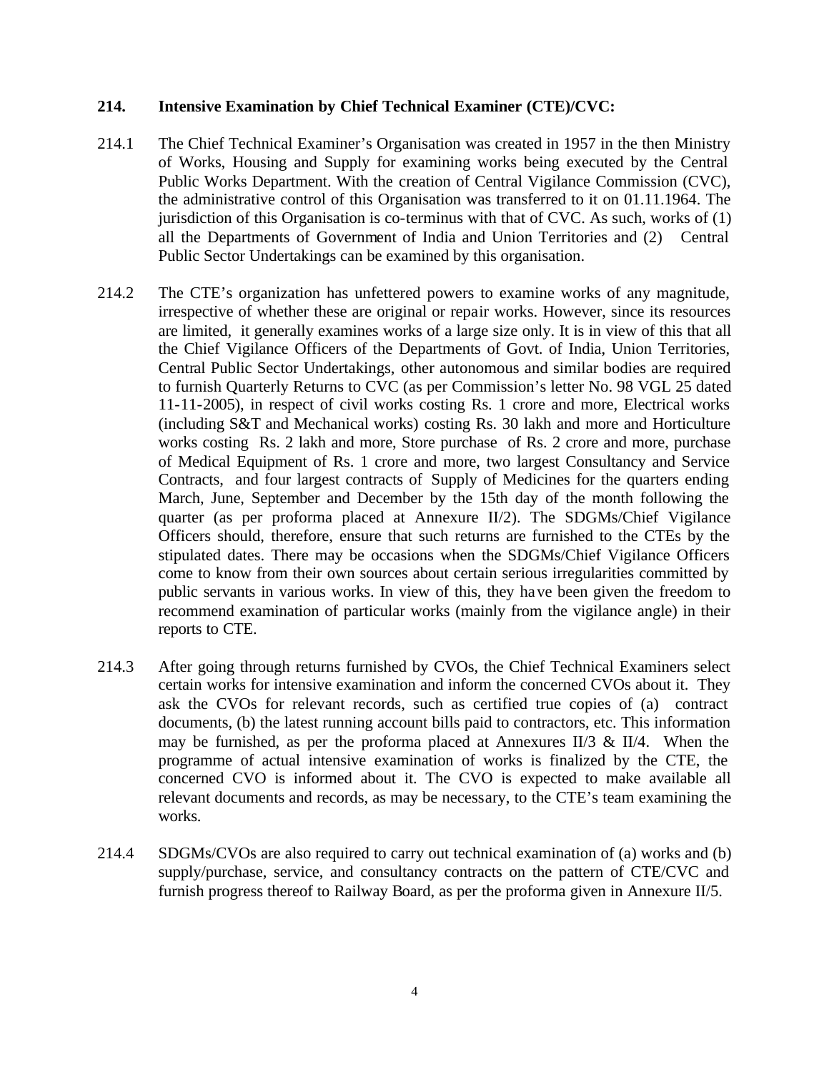**214. Intensive Examination by Chief Technical Examiner (CTE)/CVC:**

214.1 The Chief Technical Examiner's Organisation was created in 1957 in the then Ministry of Works, Housing and Supply for examining works being executed by the Central Public Works Department. With the creation of Central Vigilance Commission (CVC), the administrative control of this Organisation was transferred to it on 01.11.1964. The jurisdiction of this Organisation is co-terminus with that of CVC. As such, works of (1) all the Departments of Government of India and Union Territories and (2) Central Public Sector Undertakings can be examined by this organisation.

214.2 The CTE's organization has unfettered powers to examine works of any magnitude, irrespective of whether these are original or repair works. However, since its resources are limited, it generally examines works of a large size only. It is in view of this that all the Chief Vigilance Officers of the Departments of Govt. of India, Union Territories, Central Public Sector Undertakings, other autonomous and similar bodies are required to furnish Quarterly Returns to CVC (as per Commission's letter No. 98 VGL 25 dated 11-11-2005), in respect of civil works costing Rs. 1 crore and more, Electrical works (including S&T and Mechanical works) costing Rs. 30 lakh and more and Horticulture works costing Rs. 2 lakh and more, Store purchase of Rs. 2 crore and more, purchase of Medical Equipment of Rs. 1 crore and more, two largest Consultancy and Service Contracts, and four largest contracts of Supply of Medicines for the quarters ending March, June, September and December by the 15th day of the month following the quarter (as per proforma placed at Annexure II/2). The SDGMs/Chief Vigilance Officers should, therefore, ensure that such returns are furnished to the CTEs by the stipulated dates. There may be occasions when the SDGMs/Chief Vigilance Officers come to know from their own sources about certain serious irregularities committed by public servants in various works. In view of this, they have been given the freedom to recommend examination of particular works (mainly from the vigilance angle) in their reports to CTE.

214.3 After going through returns furnished by CVOs, the Chief Technical Examiners select certain works for intensive examination and inform the concerned CVOs about it. They ask the CVOs for relevant records, such as certified true copies of (a) contract documents, (b) the latest running account bills paid to contractors, etc. This information may be furnished, as per the proforma placed at Annexures II/3 & II/4. When the programme of actual intensive examination of works is finalized by the CTE, the concerned CVO is informed about it. The CVO is expected to make available all relevant documents and records, as may be necessary, to the CTE's team examining the works.

214.4 SDGMs/CVOs are also required to carry out technical examination of (a) works and (b) supply/purchase, service, and consultancy contracts on the pattern of CTE/CVC and furnish progress thereof to Railway Board, as per the proforma given in Annexure II/5.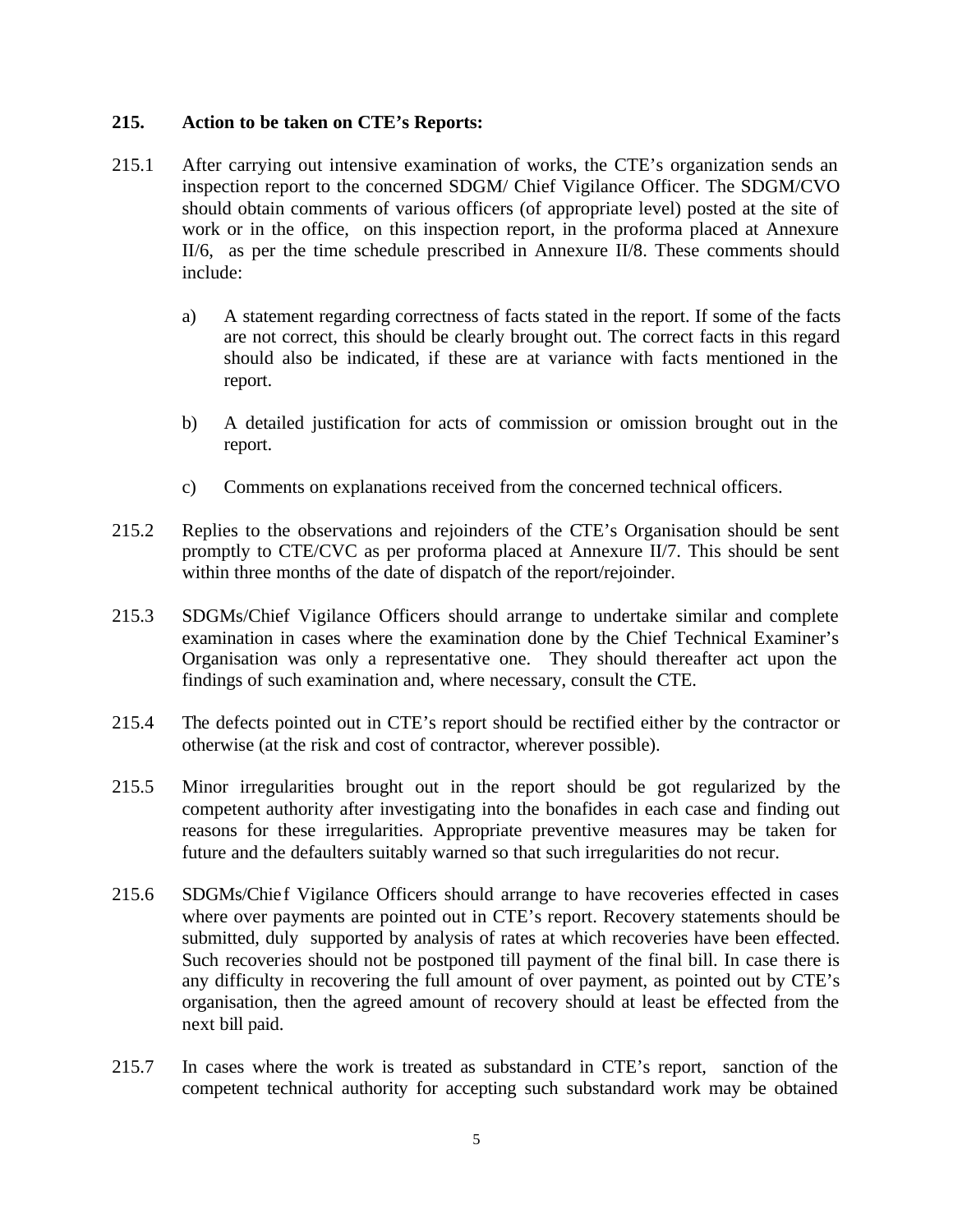## 215. Action to be taken on CTE's Reports:

215.1 After carrying out intensive examination of works, the CTE's organization sends an inspection report to the concerned SDGM/ Chief Vigilance Officer. The SDGM/CVO should obtain comments of various officers (of appropriate level) posted at the site of work or in the office, on this inspection report, in the proforma placed at Annexure II/6, as per the time schedule prescribed in Annexure II/8. These comments should include:

a) A statement regarding correctness of facts stated in the report. If some of the facts are not correct, this should be clearly brought out. The correct facts in this regard should also be indicated, if these are at variance with facts mentioned in the report.

b) A detailed justification for acts of commission or omission brought out in the report.

c) Comments on explanations received from the concerned technical officers.

215.2 Replies to the observations and rejoinders of the CTE's Organisation should be sent promptly to CTE/CVC as per proforma placed at Annexure II/7. This should be sent within three months of the date of dispatch of the report/rejoinder.

215.3 SDGMs/Chief Vigilance Officers should arrange to undertake similar and complete examination in cases where the examination done by the Chief Technical Examiner's Organisation was only a representative one. They should thereafter act upon the findings of such examination and, where necessary, consult the CTE.

215.4 The defects pointed out in CTE's report should be rectified either by the contractor or otherwise (at the risk and cost of contractor, wherever possible).

215.5 Minor irregularities brought out in the report should be got regularized by the competent authority after investigating into the bonafides in each case and finding out reasons for these irregularities. Appropriate preventive measures may be taken for future and the defaulters suitably warned so that such irregularities do not recur.

215.6 SDGMs/Chief Vigilance Officers should arrange to have recoveries effected in cases where over payments are pointed out in CTE's report. Recovery statements should be submitted, duly supported by analysis of rates at which recoveries have been effected. Such recoveries should not be postponed till payment of the final bill. In case there is any difficulty in recovering the full amount of over payment, as pointed out by CTE's organisation, then the agreed amount of recovery should at least be effected from the next bill paid.

215.7 In cases where the work is treated as substandard in CTE's report, sanction of the competent technical authority for accepting such substandard work may be obtained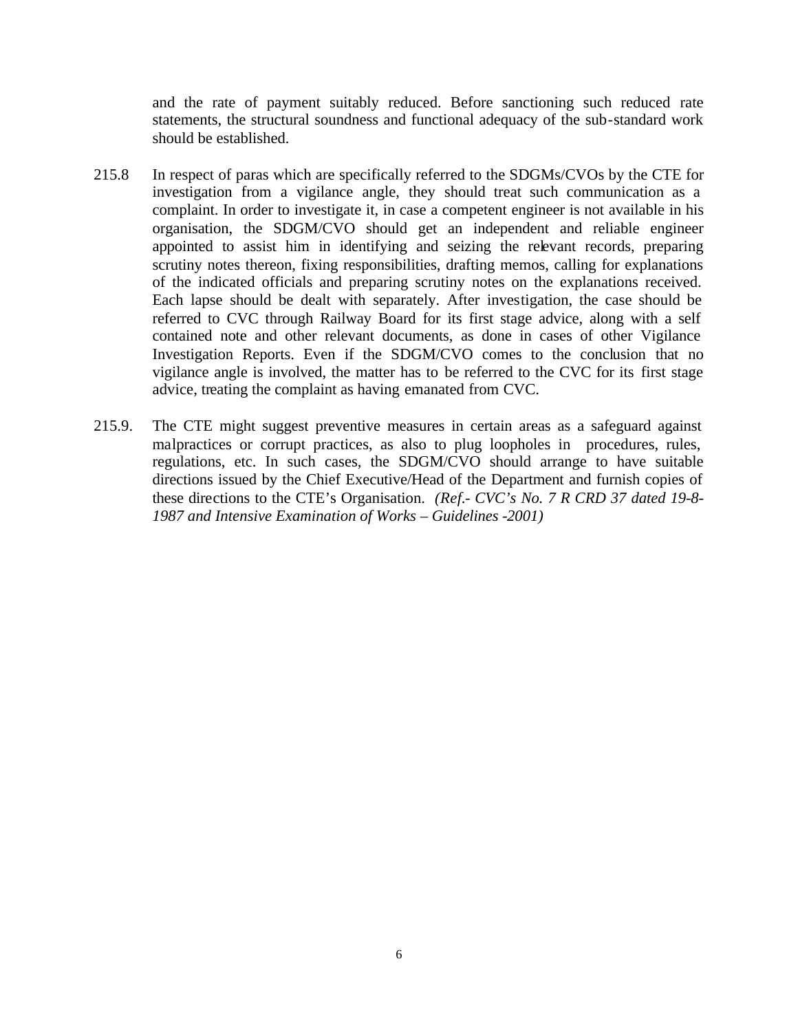and the rate of payment suitably reduced. Before sanctioning such reduced rate statements, the structural soundness and functional adequacy of the sub-standard work should be established.

215.8 In respect of paras which are specifically referred to the SDGMs/CVOs by the CTE for investigation from a vigilance angle, they should treat such communication as a complaint. In order to investigate it, in case a competent engineer is not available in his organisation, the SDGM/CVO should get an independent and reliable engineer appointed to assist him in identifying and seizing the relevant records, preparing scrutiny notes thereon, fixing responsibilities, drafting memos, calling for explanations of the indicated officials and preparing scrutiny notes on the explanations received. Each lapse should be dealt with separately. After investigation, the case should be referred to CVC through Railway Board for its first stage advice, along with a self contained note and other relevant documents, as done in cases of other Vigilance Investigation Reports. Even if the SDGM/CVO comes to the conclusion that no vigilance angle is involved, the matter has to be referred to the CVC for its first stage advice, treating the complaint as having emanated from CVC.

215.9. The CTE might suggest preventive measures in certain areas as a safeguard against malpractices or corrupt practices, as also to plug loopholes in procedures, rules, regulations, etc. In such cases, the SDGM/CVO should arrange to have suitable directions issued by the Chief Executive/Head of the Department and furnish copies of these directions to the CTE's Organisation. *(Ref.- CVC's No. 7 R CRD 37 dated 19-8-1987 and Intensive Examination of Works – Guidelines -2001)*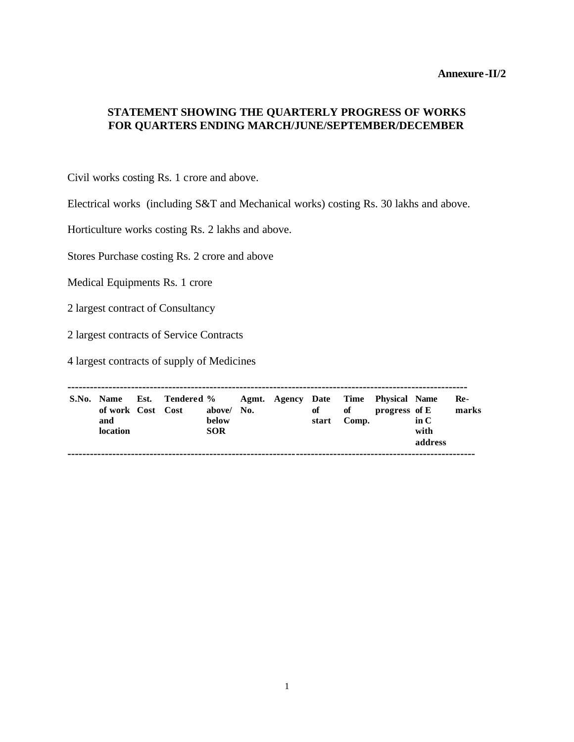**Annexure-II/2**

## STATEMENT SHOWING THE QUARTERLY PROGRESS OF WORKS FOR QUARTERS ENDING MARCH/JUNE/SEPTEMBER/DECEMBER

Civil works costing Rs. 1 crore and above.

Electrical works (including S&T and Mechanical works) costing Rs. 30 lakhs and above.

Horticulture works costing Rs. 2 lakhs and above.

Stores Purchase costing Rs. 2 crore and above

Medical Equipments Rs. 1 crore

2 largest contract of Consultancy

2 largest contracts of Service Contracts

4 largest contracts of supply of Medicines

| S.No. | Name of work and location | Est. Cost | Tendered Cost | % above/ below SOR | Agmt. No. | Agency | Date of start | Time of Comp. | Physical progress | Name of E in C with address | Re-marks |
|---|---|---|---|---|---|---|---|---|---|---|---|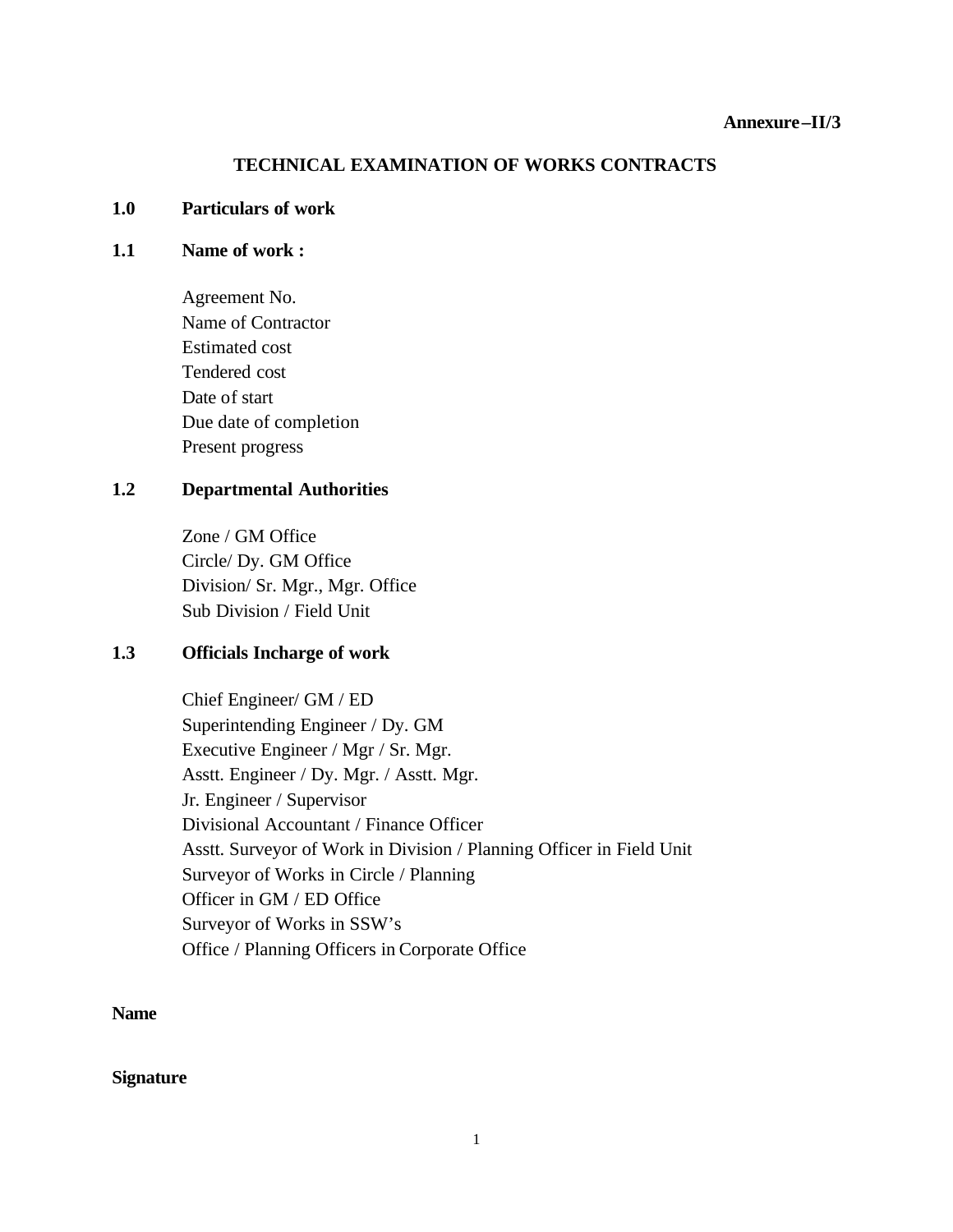**Annexure –II/3**

# TECHNICAL EXAMINATION OF WORKS CONTRACTS

## 1.0 Particulars of work

### 1.1 Name of work :

Agreement No.
Name of Contractor
Estimated cost
Tendered cost
Date of start
Due date of completion
Present progress

### 1.2 Departmental Authorities

Zone / GM Office
Circle/ Dy. GM Office
Division/ Sr. Mgr., Mgr. Office
Sub Division / Field Unit

### 1.3 Officials Incharge of work

Chief Engineer/ GM / ED
Superintending Engineer / Dy. GM
Executive Engineer / Mgr / Sr. Mgr.
Asstt. Engineer / Dy. Mgr. / Asstt. Mgr.
Jr. Engineer / Supervisor
Divisional Accountant / Finance Officer
Asstt. Surveyor of Work in Division / Planning Officer in Field Unit
Surveyor of Works in Circle / Planning
Officer in GM / ED Office
Surveyor of Works in SSW's
Office / Planning Officers in Corporate Office

**Name**

**Signature**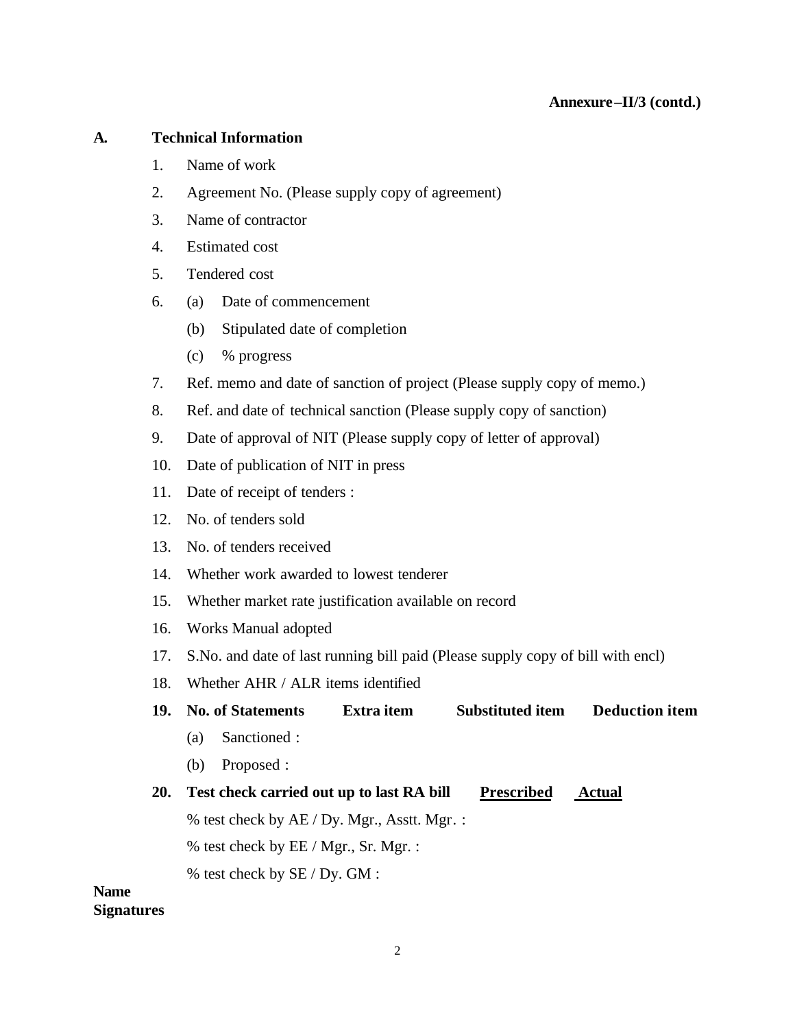**Annexure–II/3 (contd.)**

**A. Technical Information**

1. Name of work
2. Agreement No. (Please supply copy of agreement)
3. Name of contractor
4. Estimated cost
5. Tendered cost
6. (a) Date of commencement
   (b) Stipulated date of completion
   (c) % progress
7. Ref. memo and date of sanction of project (Please supply copy of memo.)
8. Ref. and date of technical sanction (Please supply copy of sanction)
9. Date of approval of NIT (Please supply copy of letter of approval)
10. Date of publication of NIT in press
11. Date of receipt of tenders :
12. No. of tenders sold
13. No. of tenders received
14. Whether work awarded to lowest tenderer
15. Whether market rate justification available on record
16. Works Manual adopted
17. S.No. and date of last running bill paid (Please supply copy of bill with encl)
18. Whether AHR / ALR items identified
19. **No. of Statements Extra item Substituted item Deduction item**
   (a) Sanctioned :
   (b) Proposed :
20. **Test check carried out up to last RA bill** **<u>Prescribed</u>** **<u>Actual</u>**

   % test check by AE / Dy. Mgr., Asstt. Mgr. :

   % test check by EE / Mgr., Sr. Mgr. :

   % test check by SE / Dy. GM :

**Name**
**Signatures**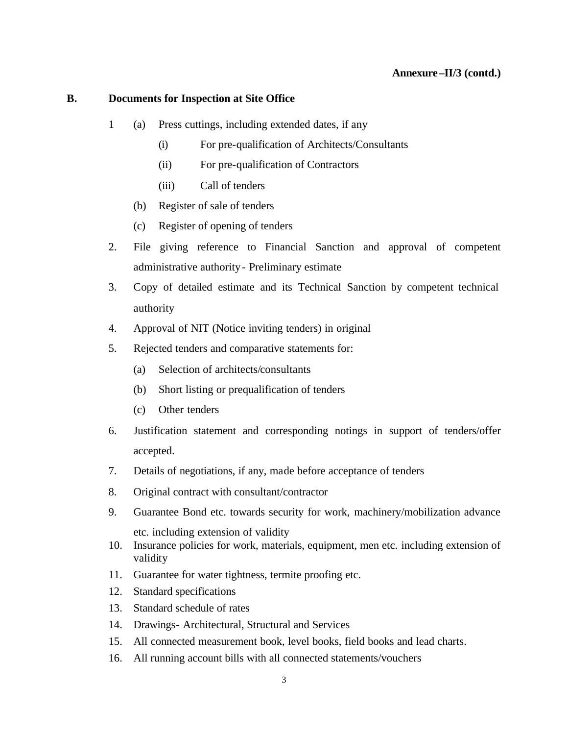**Annexure –II/3 (contd.)**

## B. Documents for Inspection at Site Office

1 (a) Press cuttings, including extended dates, if any

 (i) For pre-qualification of Architects/Consultants

 (ii) For pre-qualification of Contractors

 (iii) Call of tenders

 (b) Register of sale of tenders

 (c) Register of opening of tenders

2. File giving reference to Financial Sanction and approval of competent administrative authority - Preliminary estimate
3. Copy of detailed estimate and its Technical Sanction by competent technical authority
4. Approval of NIT (Notice inviting tenders) in original
5. Rejected tenders and comparative statements for:
   (a) Selection of architects/consultants
   (b) Short listing or prequalification of tenders
   (c) Other tenders
6. Justification statement and corresponding notings in support of tenders/offer accepted.
7. Details of negotiations, if any, made before acceptance of tenders
8. Original contract with consultant/contractor
9. Guarantee Bond etc. towards security for work, machinery/mobilization advance etc. including extension of validity
10. Insurance policies for work, materials, equipment, men etc. including extension of validity
11. Guarantee for water tightness, termite proofing etc.
12. Standard specifications
13. Standard schedule of rates
14. Drawings- Architectural, Structural and Services
15. All connected measurement book, level books, field books and lead charts.
16. All running account bills with all connected statements/vouchers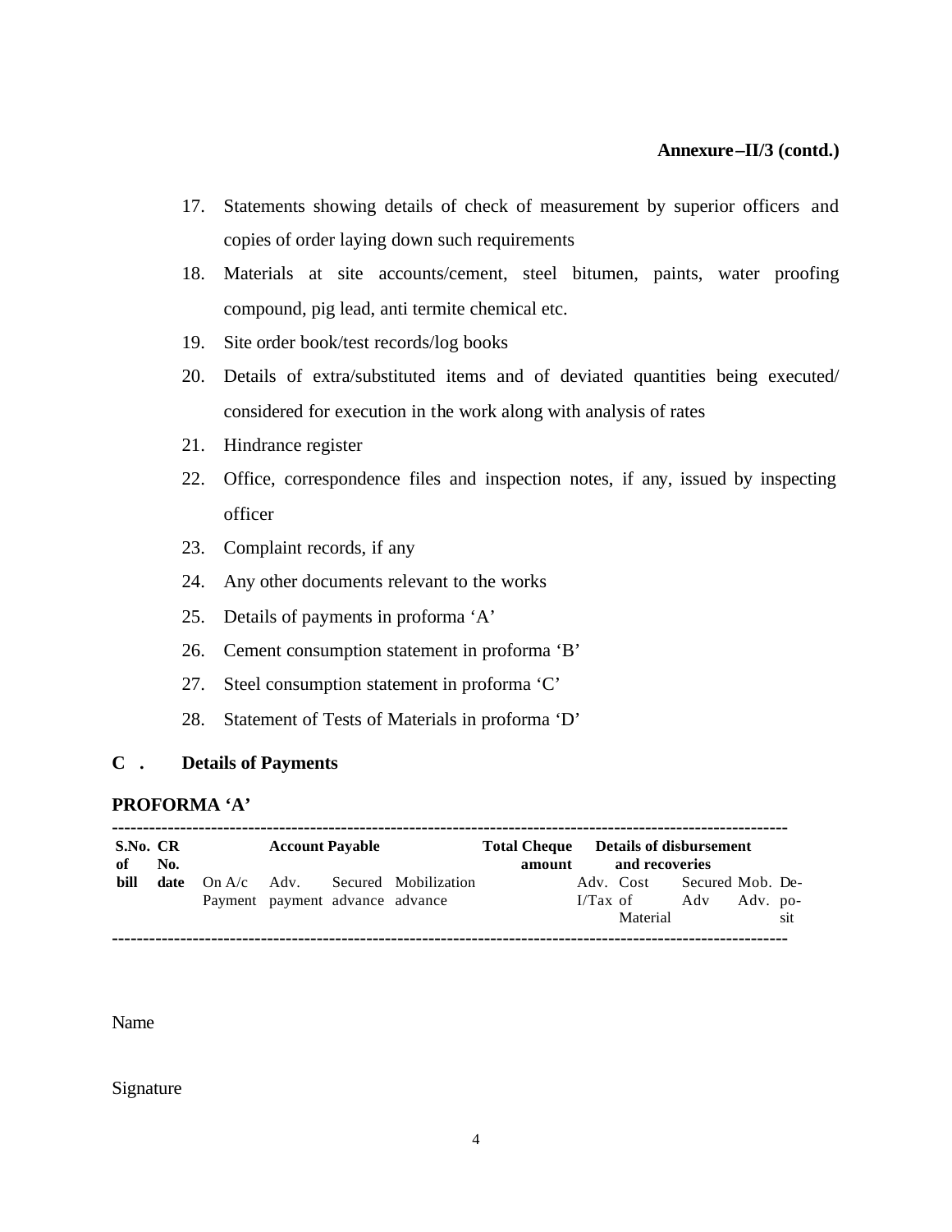**Annexure –II/3 (contd.)**

17. Statements showing details of check of measurement by superior officers and copies of order laying down such requirements
18. Materials at site accounts/cement, steel bitumen, paints, water proofing compound, pig lead, anti termite chemical etc.
19. Site order book/test records/log books
20. Details of extra/substituted items and of deviated quantities being executed/ considered for execution in the work along with analysis of rates
21. Hindrance register
22. Office, correspondence files and inspection notes, if any, issued by inspecting officer
23. Complaint records, if any
24. Any other documents relevant to the works
25. Details of payments in proforma 'A'
26. Cement consumption statement in proforma 'B'
27. Steel consumption statement in proforma 'C'
28. Statement of Tests of Materials in proforma 'D'

**C . Details of Payments**

**PROFORMA 'A'**

| **S.No. of bill** | **CR No. date** | **Account Payable** | | | | **Total Cheque amount** | **Details of disbursement and recoveries** | | | | |
|---|---|---|---|---|---|---|---|---|---|---|---|
| | | On A/c Payment | Adv. payment | Secured advance | Mobilization advance | | Adv. I/Tax | Cost of Material | Secured Adv | Mob. Adv. | De-posit |

Name

Signature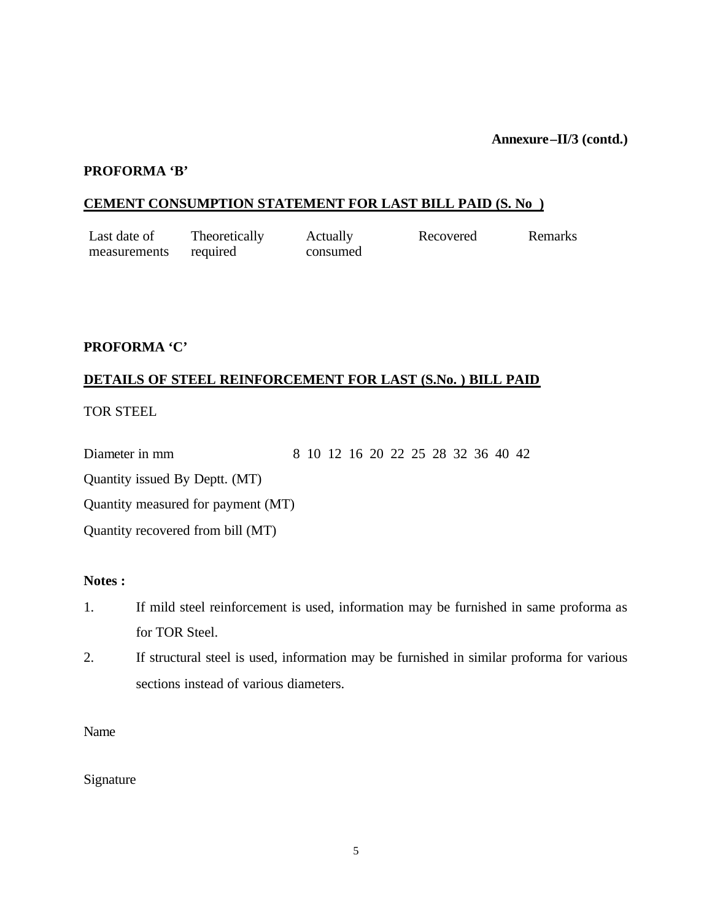**Annexure –II/3 (contd.)**

**PROFORMA 'B'**

**CEMENT CONSUMPTION STATEMENT FOR LAST BILL PAID (S. No )**

| Last date of measurements | Theoretically required | Actually consumed | Recovered | Remarks |
|---|---|---|---|---|
| | | | | |

**PROFORMA 'C'**

**DETAILS OF STEEL REINFORCEMENT FOR LAST (S.No. ) BILL PAID**

TOR STEEL

| Diameter in mm | 8 | 10 | 12 | 16 | 20 | 22 | 25 | 28 | 32 | 36 | 40 | 42 |
|---|---|---|---|---|---|---|---|---|---|---|---|---|
| Quantity issued By Deptt. (MT) | | | | | | | | | | | | |
| Quantity measured for payment (MT) | | | | | | | | | | | | |
| Quantity recovered from bill (MT) | | | | | | | | | | | | |

**Notes :**

1. If mild steel reinforcement is used, information may be furnished in same proforma as for TOR Steel.
2. If structural steel is used, information may be furnished in similar proforma for various sections instead of various diameters.

Name

Signature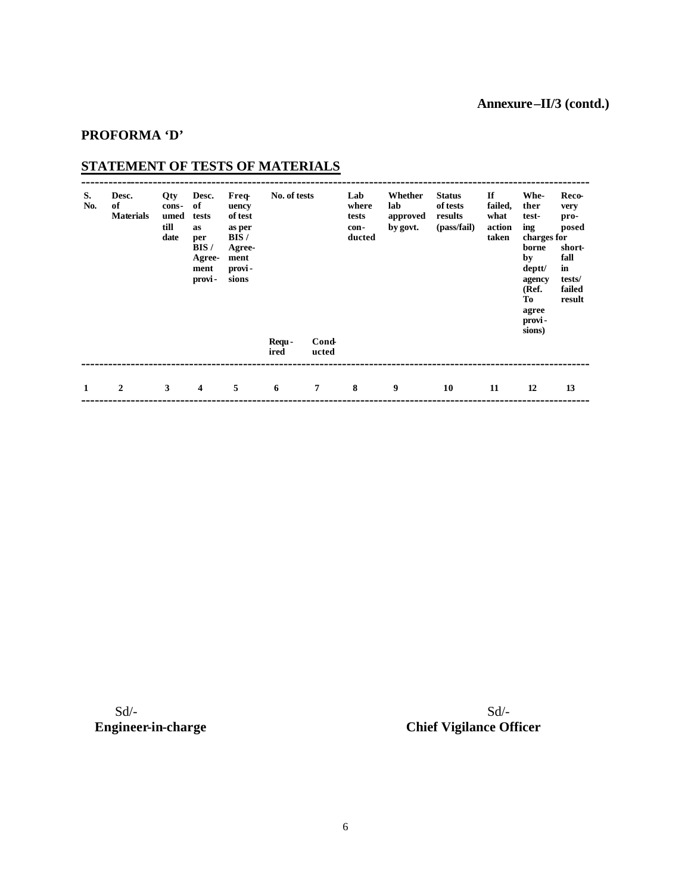**Annexure –II/3 (contd.)**

**PROFORMA 'D'**

## STATEMENT OF TESTS OF MATERIALS

| S. No. | Desc. of Materials | Qty cons-umed till date | Desc. of tests as per BIS / Agree-ment provi- | Freq-uency of test as per BIS / Agree-ment provi-sions | No. of tests | | Lab where tests con-ducted | Whether lab approved by govt. | Status of tests results (pass/fail) | If failed, what action taken | Whe-ther test-ing charges for borne by deptt/ agency (Ref. To agree provi-sions) | Reco-very pro-posed for short-fall in tests/ failed result |
|---|---|---|---|---|---|---|---|---|---|---|---|---|
| | | | | | Requ-ired | Cond-ucted | | | | | | |
| 1 | 2 | 3 | 4 | 5 | 6 | 7 | 8 | 9 | 10 | 11 | 12 | 13 |

Sd/-
**Engineer-in-charge**

Sd/-
**Chief Vigilance Officer**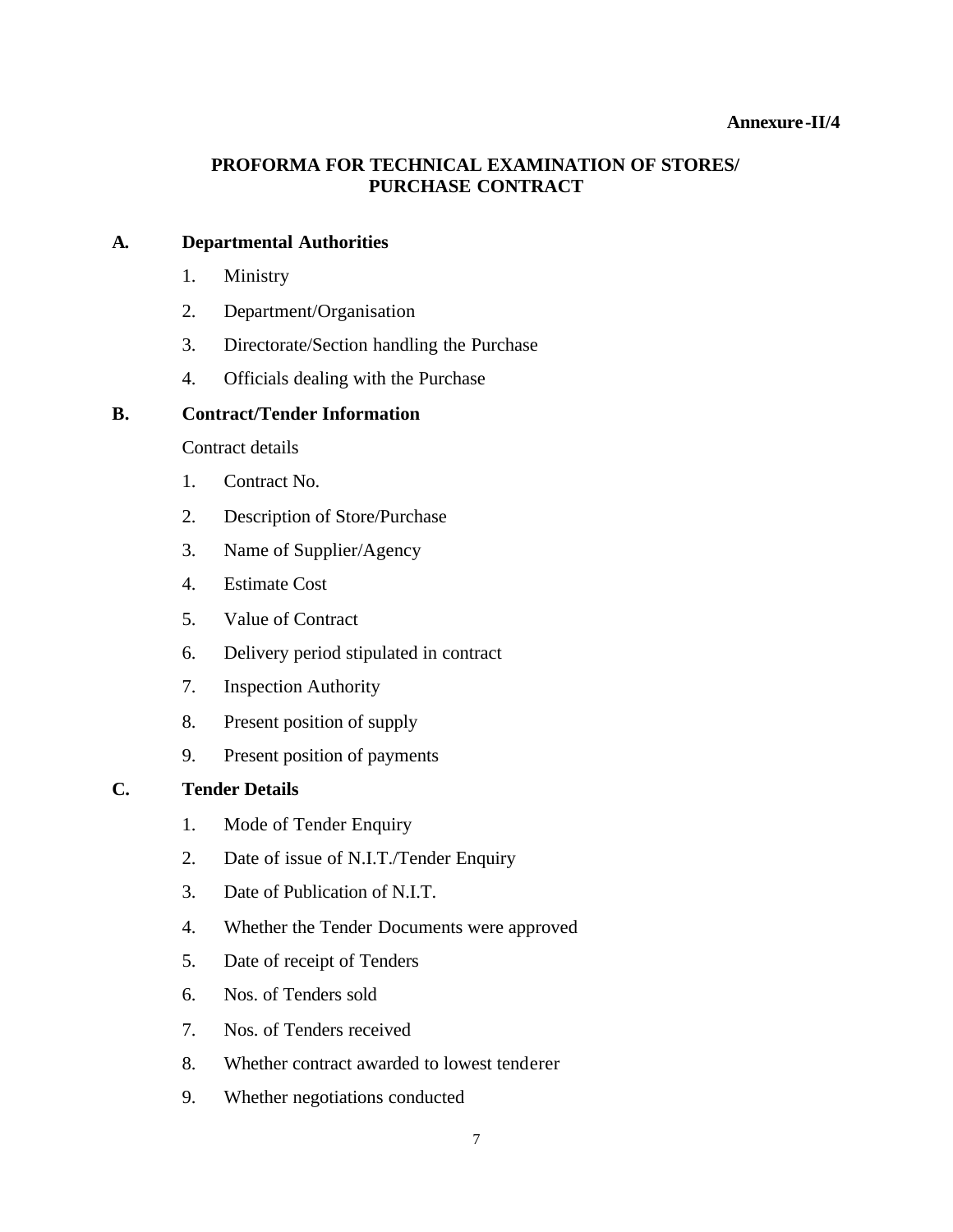**Annexure-II/4**

## PROFORMA FOR TECHNICAL EXAMINATION OF STORES/ PURCHASE CONTRACT

**A. Departmental Authorities**

1. Ministry
2. Department/Organisation
3. Directorate/Section handling the Purchase
4. Officials dealing with the Purchase

**B. Contract/Tender Information**

Contract details

1. Contract No.
2. Description of Store/Purchase
3. Name of Supplier/Agency
4. Estimate Cost
5. Value of Contract
6. Delivery period stipulated in contract
7. Inspection Authority
8. Present position of supply
9. Present position of payments

**C. Tender Details**

1. Mode of Tender Enquiry
2. Date of issue of N.I.T./Tender Enquiry
3. Date of Publication of N.I.T.
4. Whether the Tender Documents were approved
5. Date of receipt of Tenders
6. Nos. of Tenders sold
7. Nos. of Tenders received
8. Whether contract awarded to lowest tenderer
9. Whether negotiations conducted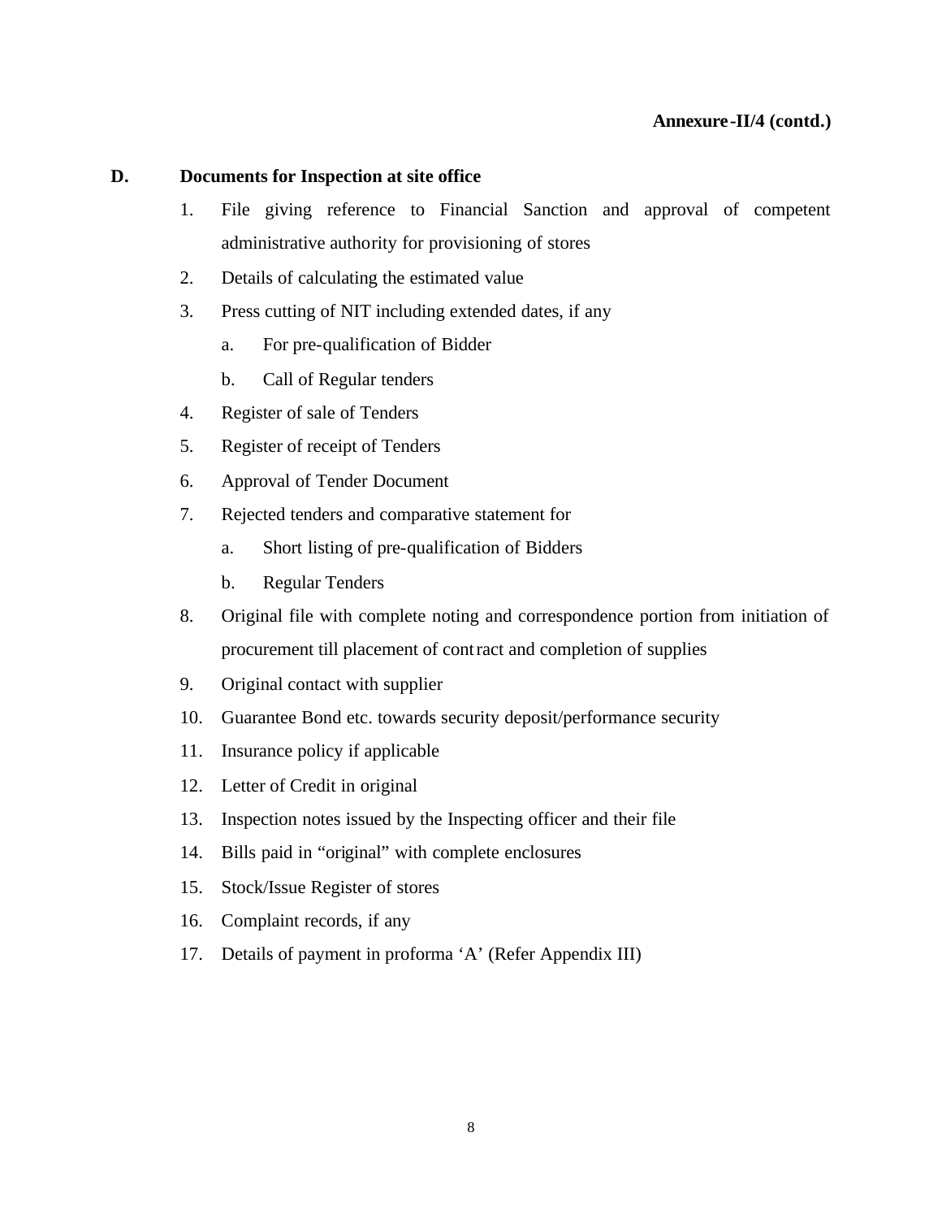**Annexure-II/4 (contd.)**

**D. Documents for Inspection at site office**

1. File giving reference to Financial Sanction and approval of competent administrative authority for provisioning of stores
2. Details of calculating the estimated value
3. Press cutting of NIT including extended dates, if any
   a. For pre-qualification of Bidder
   b. Call of Regular tenders
4. Register of sale of Tenders
5. Register of receipt of Tenders
6. Approval of Tender Document
7. Rejected tenders and comparative statement for
   a. Short listing of pre-qualification of Bidders
   b. Regular Tenders
8. Original file with complete noting and correspondence portion from initiation of procurement till placement of contract and completion of supplies
9. Original contact with supplier
10. Guarantee Bond etc. towards security deposit/performance security
11. Insurance policy if applicable
12. Letter of Credit in original
13. Inspection notes issued by the Inspecting officer and their file
14. Bills paid in "original" with complete enclosures
15. Stock/Issue Register of stores
16. Complaint records, if any
17. Details of payment in proforma 'A' (Refer Appendix III)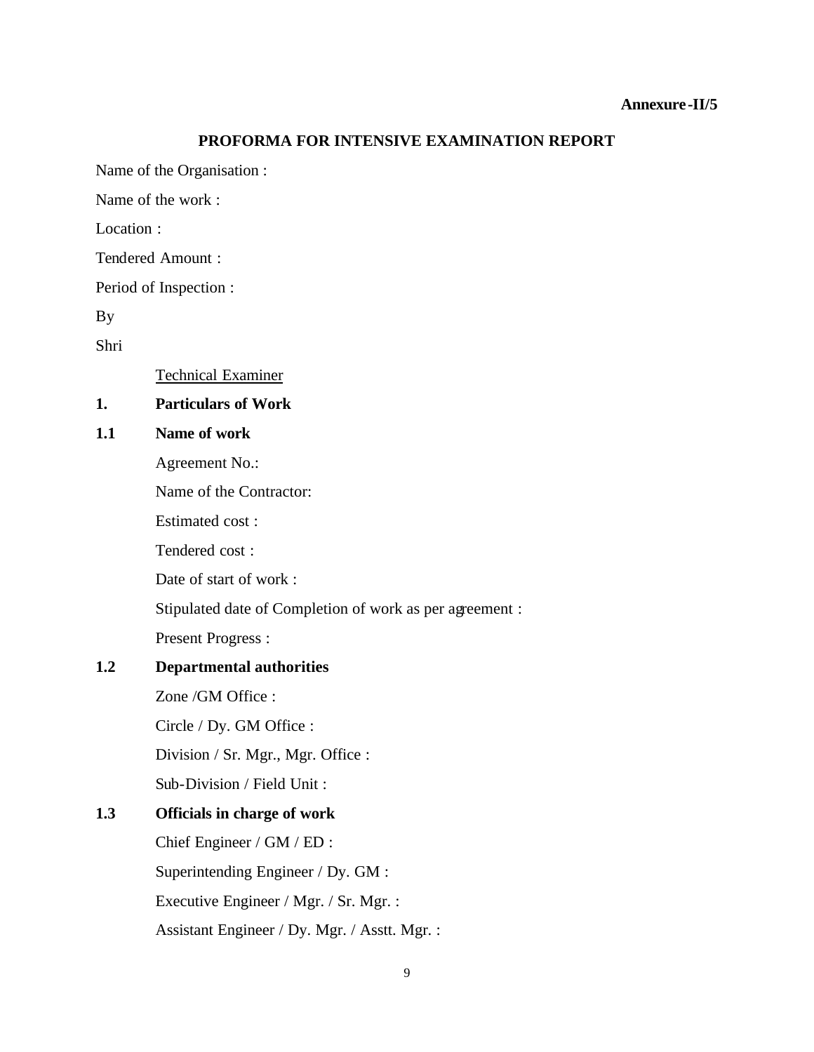**Annexure-II/5**

## PROFORMA FOR INTENSIVE EXAMINATION REPORT

Name of the Organisation :

Name of the work :

Location :

Tendered Amount :

Period of Inspection :

By

Shri

Technical Examiner

**1. Particulars of Work**

**1.1 Name of work**

Agreement No.:

Name of the Contractor:

Estimated cost :

Tendered cost :

Date of start of work :

Stipulated date of Completion of work as per agreement :

Present Progress :

**1.2 Departmental authorities**

Zone /GM Office :

Circle / Dy. GM Office :

Division / Sr. Mgr., Mgr. Office :

Sub-Division / Field Unit :

**1.3 Officials in charge of work**

Chief Engineer / GM / ED :

Superintending Engineer / Dy. GM :

Executive Engineer / Mgr. / Sr. Mgr. :

Assistant Engineer / Dy. Mgr. / Asstt. Mgr. :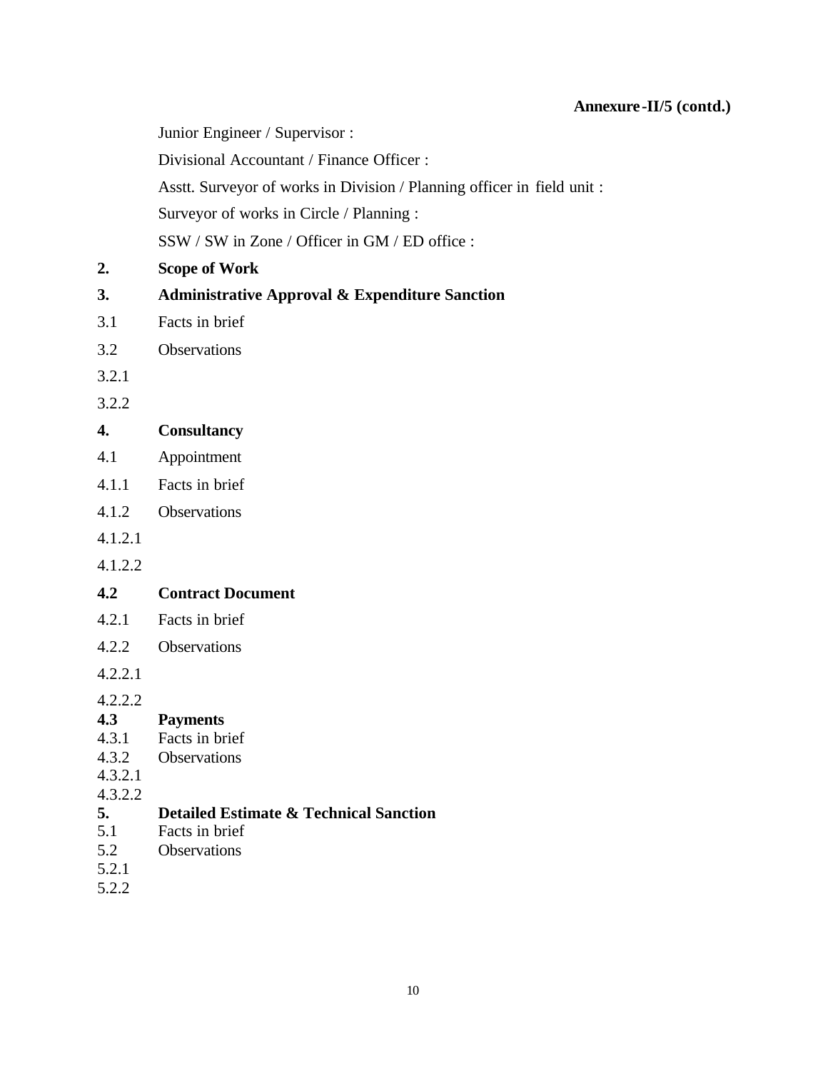**Annexure-II/5 (contd.)**

Junior Engineer / Supervisor :

Divisional Accountant / Finance Officer :

Asstt. Surveyor of works in Division / Planning officer in field unit :

Surveyor of works in Circle / Planning :

SSW / SW in Zone / Officer in GM / ED office :

**2. Scope of Work**

**3. Administrative Approval & Expenditure Sanction**

3.1 Facts in brief

3.2 Observations

3.2.1

3.2.2

**4. Consultancy**

4.1 Appointment

4.1.1 Facts in brief

4.1.2 Observations

4.1.2.1

4.1.2.2

**4.2 Contract Document**

4.2.1 Facts in brief

4.2.2 Observations

4.2.2.1

4.2.2.2

**4.3 Payments**

4.3.1 Facts in brief

4.3.2 Observations

4.3.2.1

4.3.2.2

**5. Detailed Estimate & Technical Sanction**

5.1 Facts in brief

5.2 Observations

5.2.1

5.2.2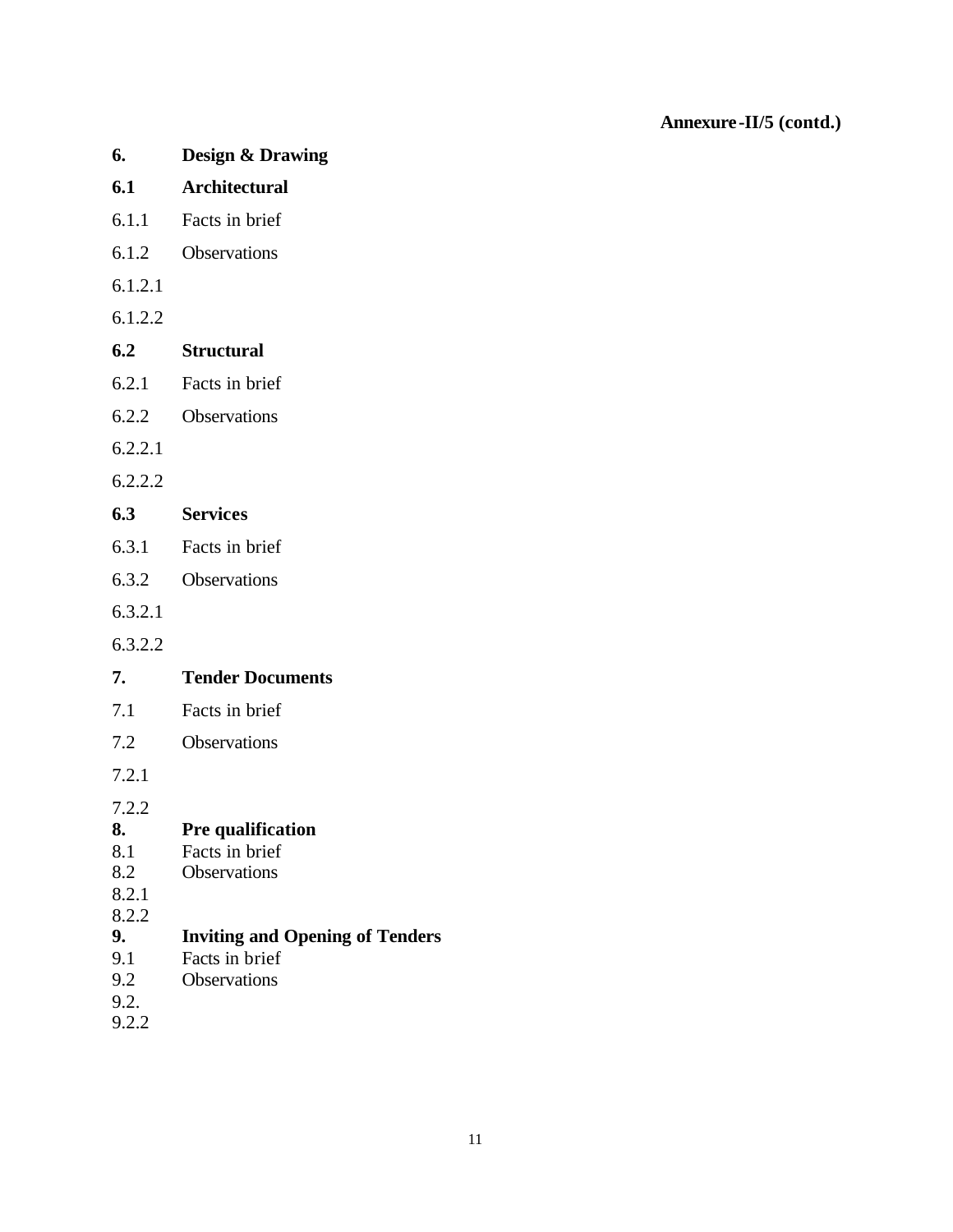**Annexure-II/5 (contd.)**

**6. Design & Drawing**

**6.1 Architectural**

6.1.1 Facts in brief

6.1.2 Observations

6.1.2.1

6.1.2.2

**6.2 Structural**

6.2.1 Facts in brief

6.2.2 Observations

6.2.2.1

6.2.2.2

**6.3 Services**

6.3.1 Facts in brief

6.3.2 Observations

6.3.2.1

6.3.2.2

**7. Tender Documents**

7.1 Facts in brief

7.2 Observations

7.2.1

7.2.2

**8. Pre qualification**

8.1 Facts in brief

8.2 Observations

8.2.1

8.2.2

**9. Inviting and Opening of Tenders**

9.1 Facts in brief

9.2 Observations

9.2.

9.2.2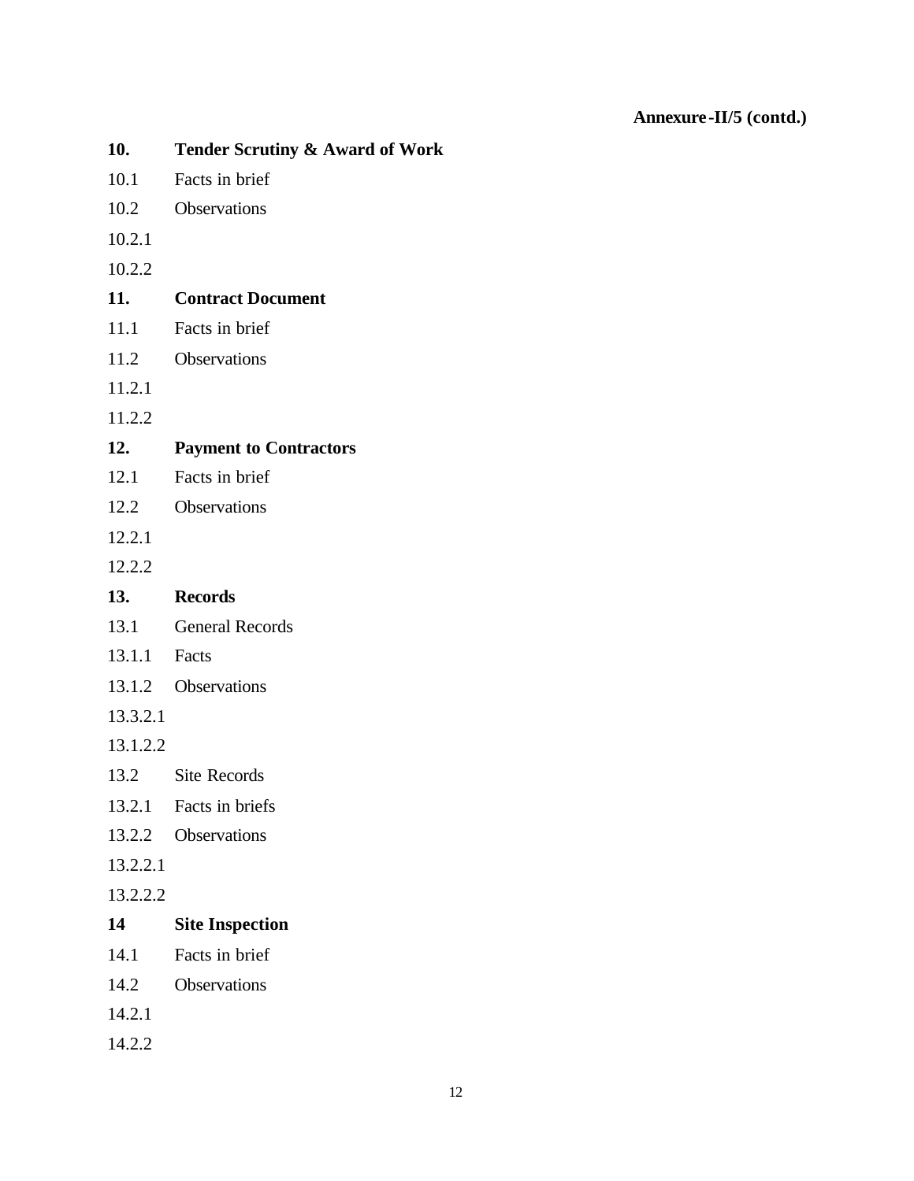**Annexure-II/5 (contd.)**

**10. Tender Scrutiny & Award of Work**

10.1 Facts in brief

10.2 Observations

10.2.1

10.2.2

**11. Contract Document**

11.1 Facts in brief

11.2 Observations

11.2.1

11.2.2

**12. Payment to Contractors**

12.1 Facts in brief

12.2 Observations

12.2.1

12.2.2

**13. Records**

13.1 General Records

13.1.1 Facts

13.1.2 Observations

13.3.2.1

13.1.2.2

13.2 Site Records

13.2.1 Facts in briefs

13.2.2 Observations

13.2.2.1

13.2.2.2

**14 Site Inspection**

14.1 Facts in brief

14.2 Observations

14.2.1

14.2.2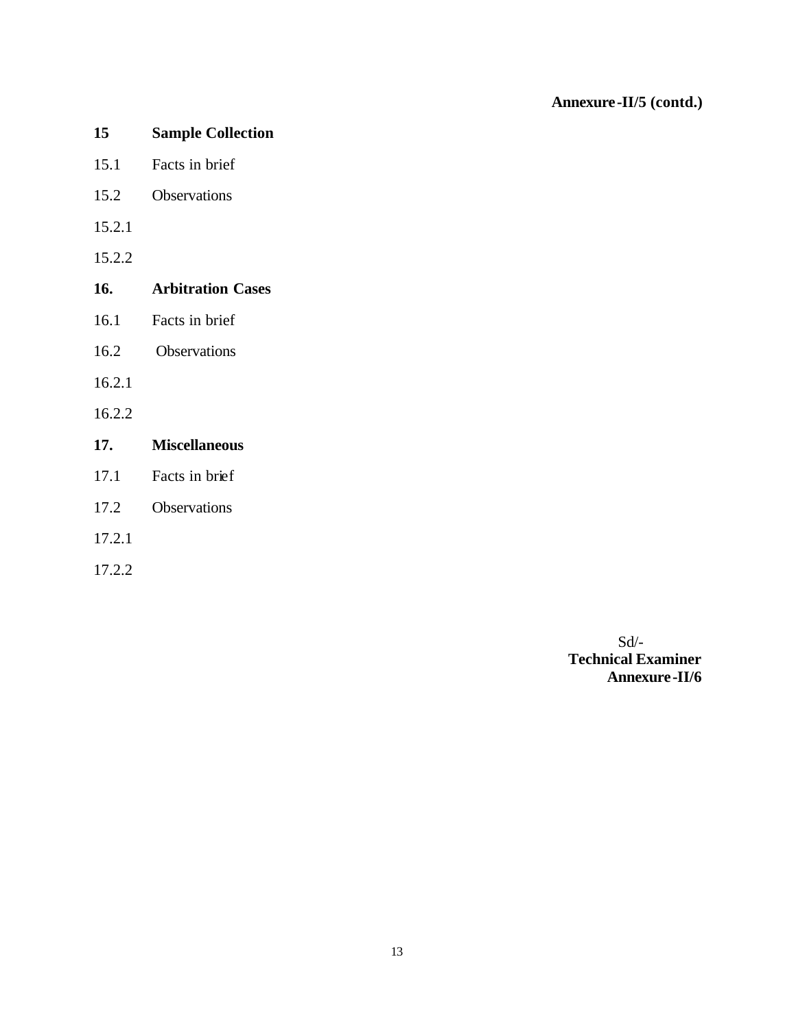**Annexure-II/5 (contd.)**

**15 Sample Collection**

15.1 Facts in brief

15.2 Observations

15.2.1

15.2.2

**16. Arbitration Cases**

16.1 Facts in brief

16.2 Observations

16.2.1

16.2.2

**17. Miscellaneous**

17.1 Facts in brief

17.2 Observations

17.2.1

17.2.2

Sd/-
**Technical Examiner**

**Annexure-II/6**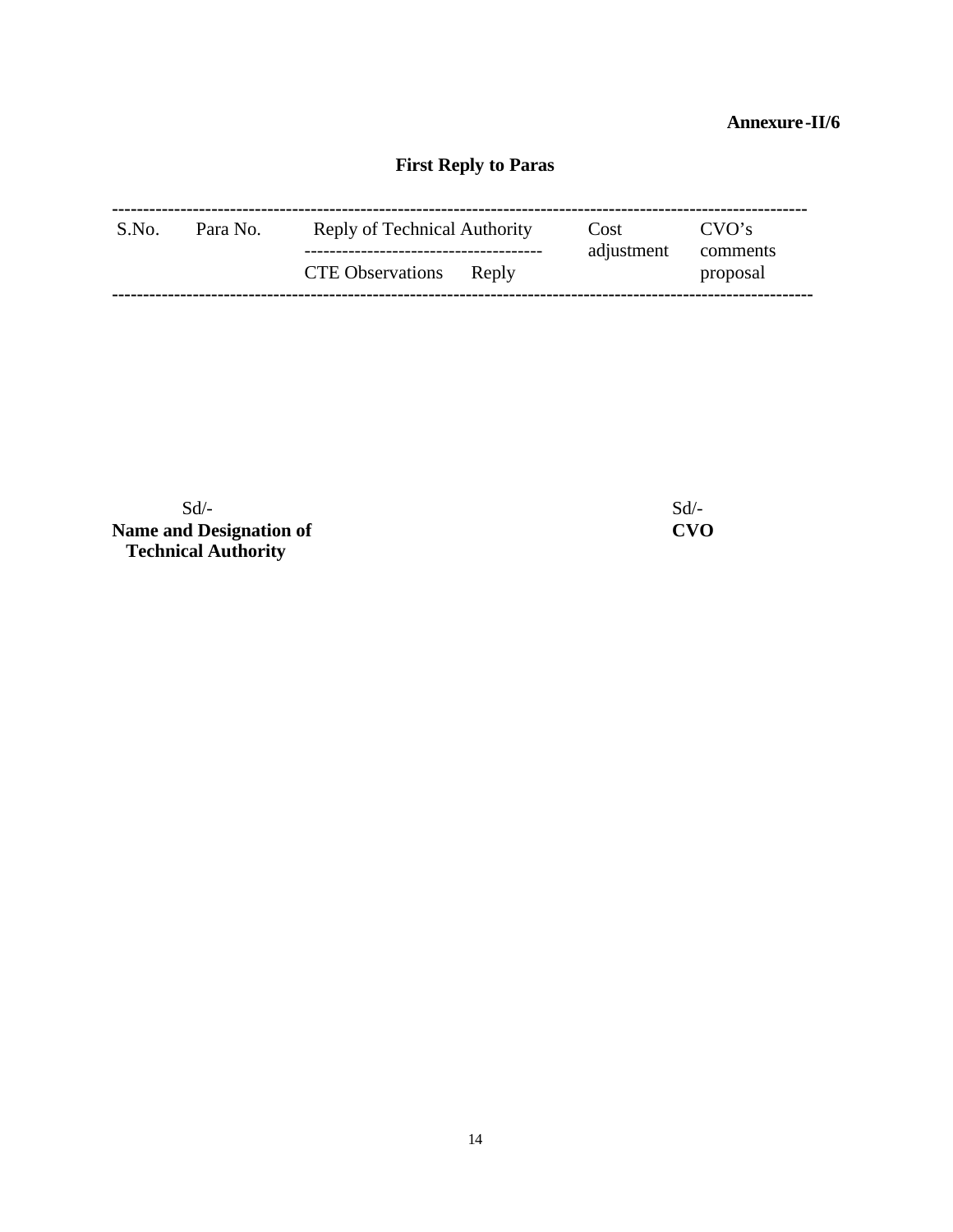**Annexure-II/6**

## First Reply to Paras

| S.No. | Para No. | Reply of Technical Authority | | Cost adjustment | CVO's comments proposal |
|---|---|---|---|---|---|
| | | CTE Observations | Reply | | |

Sd/-
**Name and Designation of Technical Authority**

Sd/-
**CVO**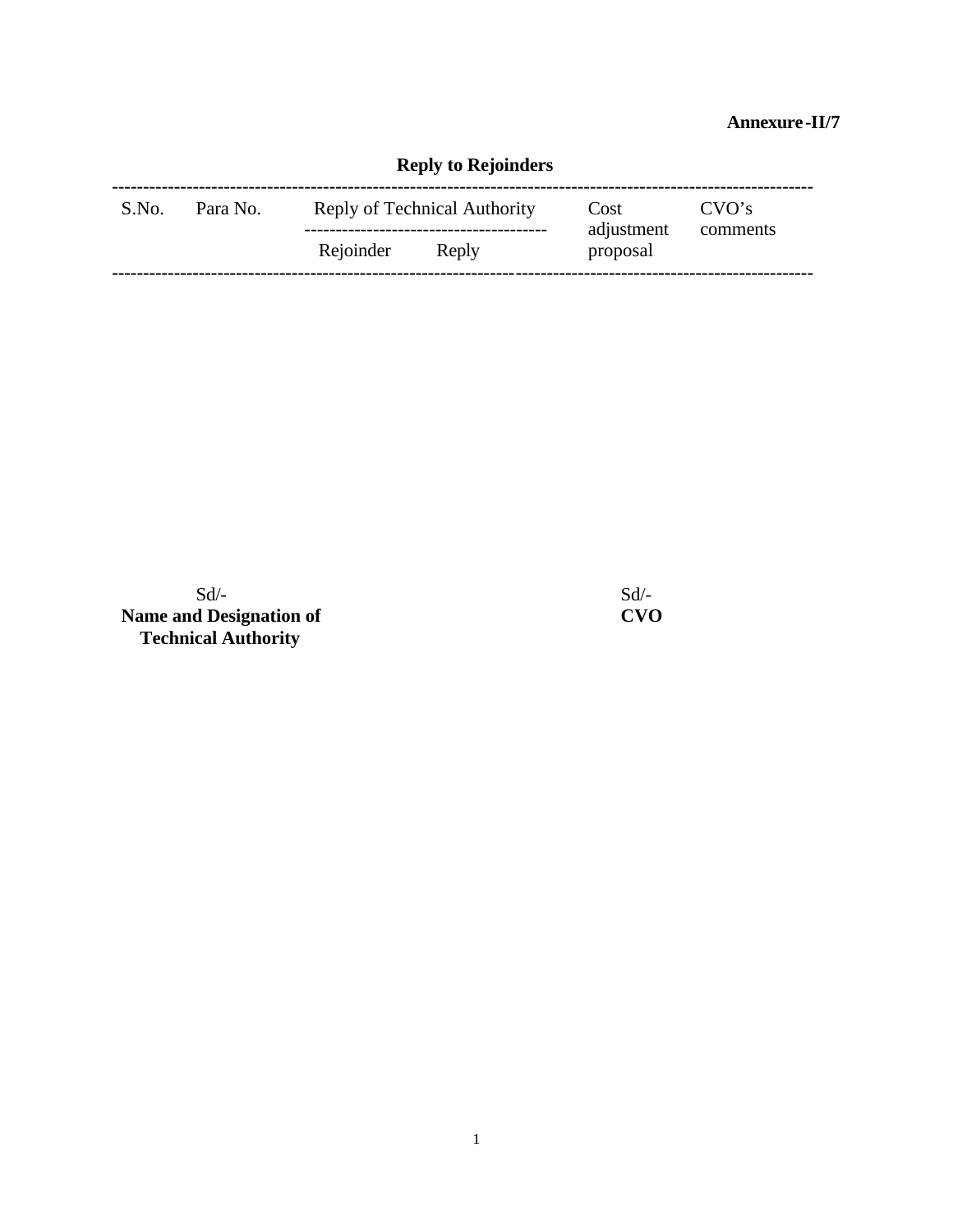**Annexure-II/7**

## Reply to Rejoinders

| S.No. | Para No. | Reply of Technical Authority | | Cost adjustment proposal | CVO's comments |
|---|---|---|---|---|---|
| | | Rejoinder | Reply | | |

Sd/-
**Name and Designation of Technical Authority**

Sd/-
**CVO**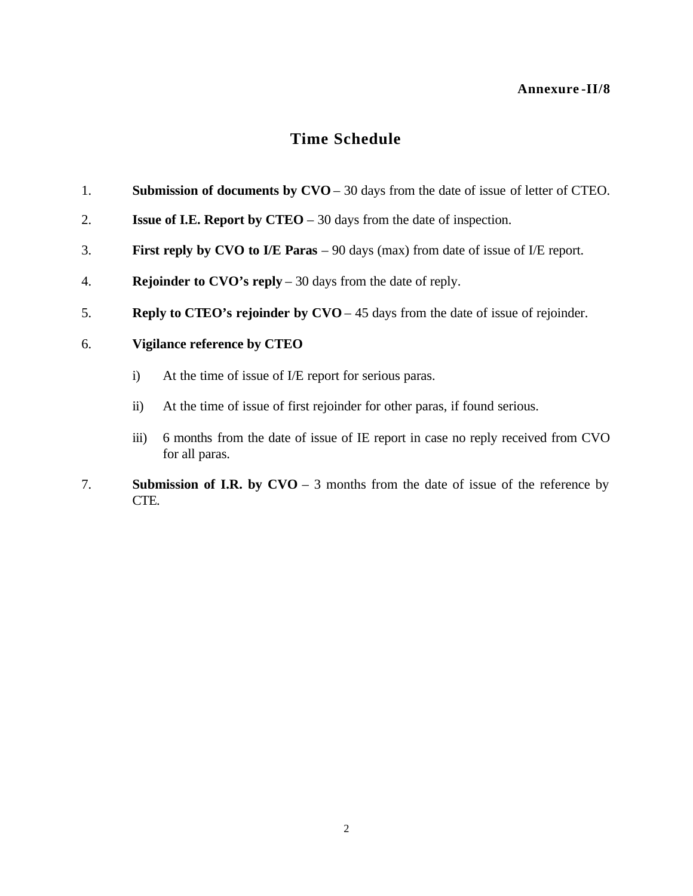**Annexure-II/8**

# Time Schedule

1. **Submission of documents by CVO** – 30 days from the date of issue of letter of CTEO.
2. **Issue of I.E. Report by CTEO** – 30 days from the date of inspection.
3. **First reply by CVO to I/E Paras** – 90 days (max) from date of issue of I/E report.
4. **Rejoinder to CVO's reply** – 30 days from the date of reply.
5. **Reply to CTEO's rejoinder by CVO** – 45 days from the date of issue of rejoinder.
6. **Vigilance reference by CTEO**
   i) At the time of issue of I/E report for serious paras.
   ii) At the time of issue of first rejoinder for other paras, if found serious.
   iii) 6 months from the date of issue of IE report in case no reply received from CVO for all paras.
7. **Submission of I.R. by CVO** – 3 months from the date of issue of the reference by CTE.